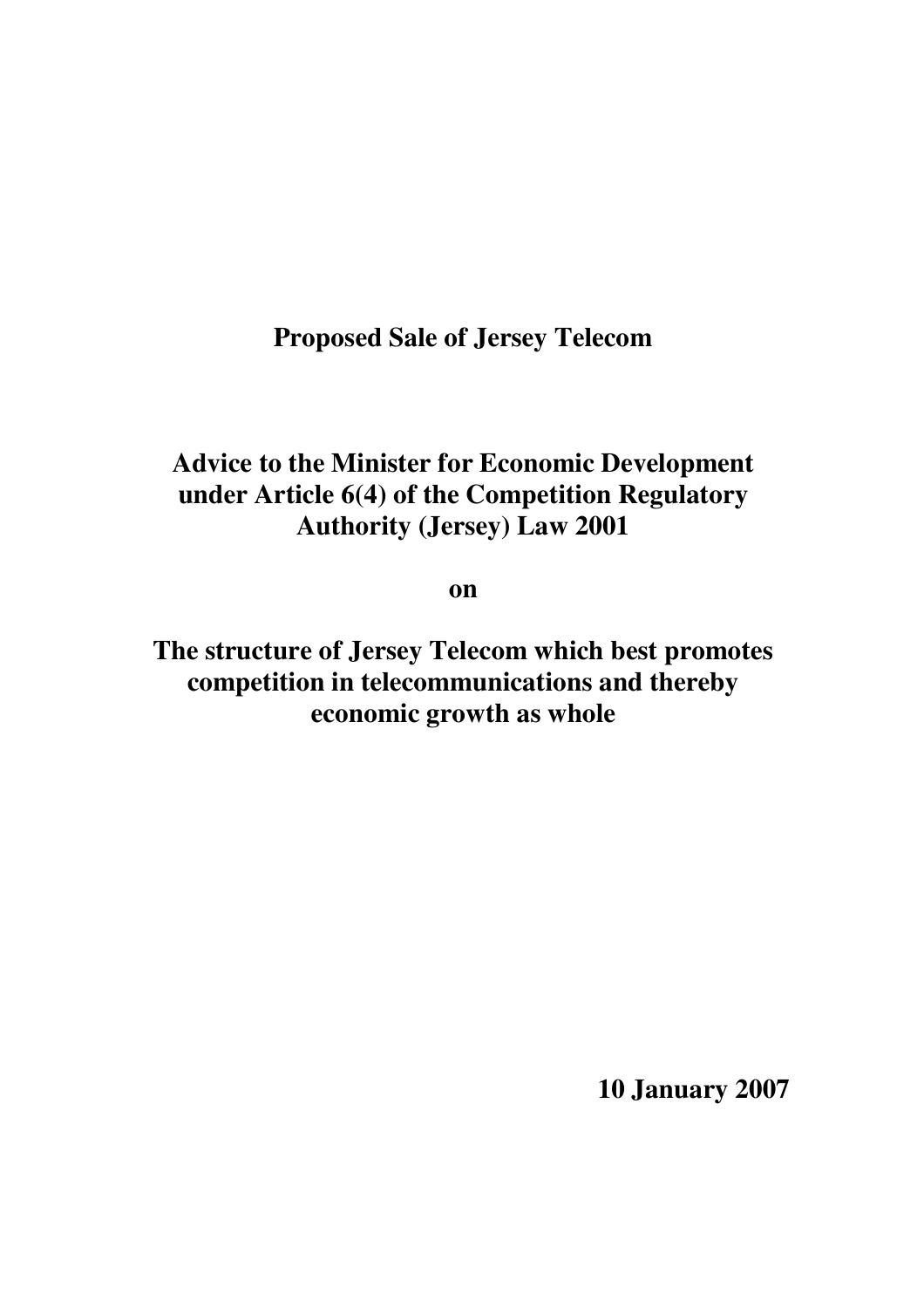# Proposed Sale of Jersey Telecom

## Advice to the Minister for Economic Development under Article 6(4) of the Competition Regulatory Authority (Jersey) Law 2001

**on**

## The structure of Jersey Telecom which best promotes competition in telecommunications and thereby economic growth as whole

**10 January 2007**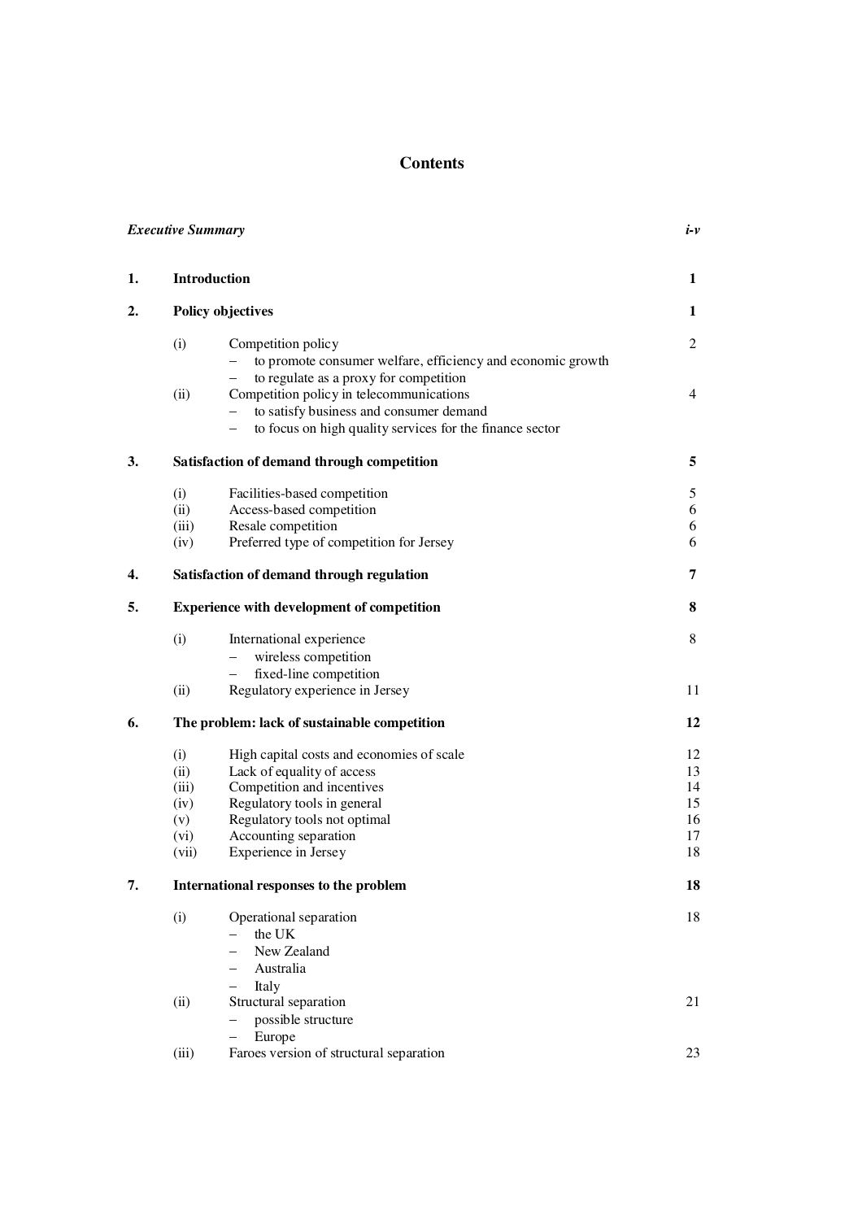# Contents

| | | | |
|---|---|---|---|
| ***Executive Summary*** | | | ***i-v*** |
| **1.** | **Introduction** | | **1** |
| **2.** | **Policy objectives** | | **1** |
| | (i) | Competition policy<br>– to promote consumer welfare, efficiency and economic growth<br>– to regulate as a proxy for competition | 2 |
| | (ii) | Competition policy in telecommunications<br>– to satisfy business and consumer demand<br>– to focus on high quality services for the finance sector | 4 |
| **3.** | **Satisfaction of demand through competition** | | **5** |
| | (i) | Facilities-based competition | 5 |
| | (ii) | Access-based competition | 6 |
| | (iii) | Resale competition | 6 |
| | (iv) | Preferred type of competition for Jersey | 6 |
| **4.** | **Satisfaction of demand through regulation** | | **7** |
| **5.** | **Experience with development of competition** | | **8** |
| | (i) | International experience<br>– wireless competition<br>– fixed-line competition | 8 |
| | (ii) | Regulatory experience in Jersey | 11 |
| **6.** | **The problem: lack of sustainable competition** | | **12** |
| | (i) | High capital costs and economies of scale | 12 |
| | (ii) | Lack of equality of access | 13 |
| | (iii) | Competition and incentives | 14 |
| | (iv) | Regulatory tools in general | 15 |
| | (v) | Regulatory tools not optimal | 16 |
| | (vi) | Accounting separation | 17 |
| | (vii) | Experience in Jersey | 18 |
| **7.** | **International responses to the problem** | | **18** |
| | (i) | Operational separation<br>– the UK<br>– New Zealand<br>– Australia<br>– Italy | 18 |
| | (ii) | Structural separation<br>– possible structure<br>– Europe | 21 |
| | (iii) | Faroes version of structural separation | 23 |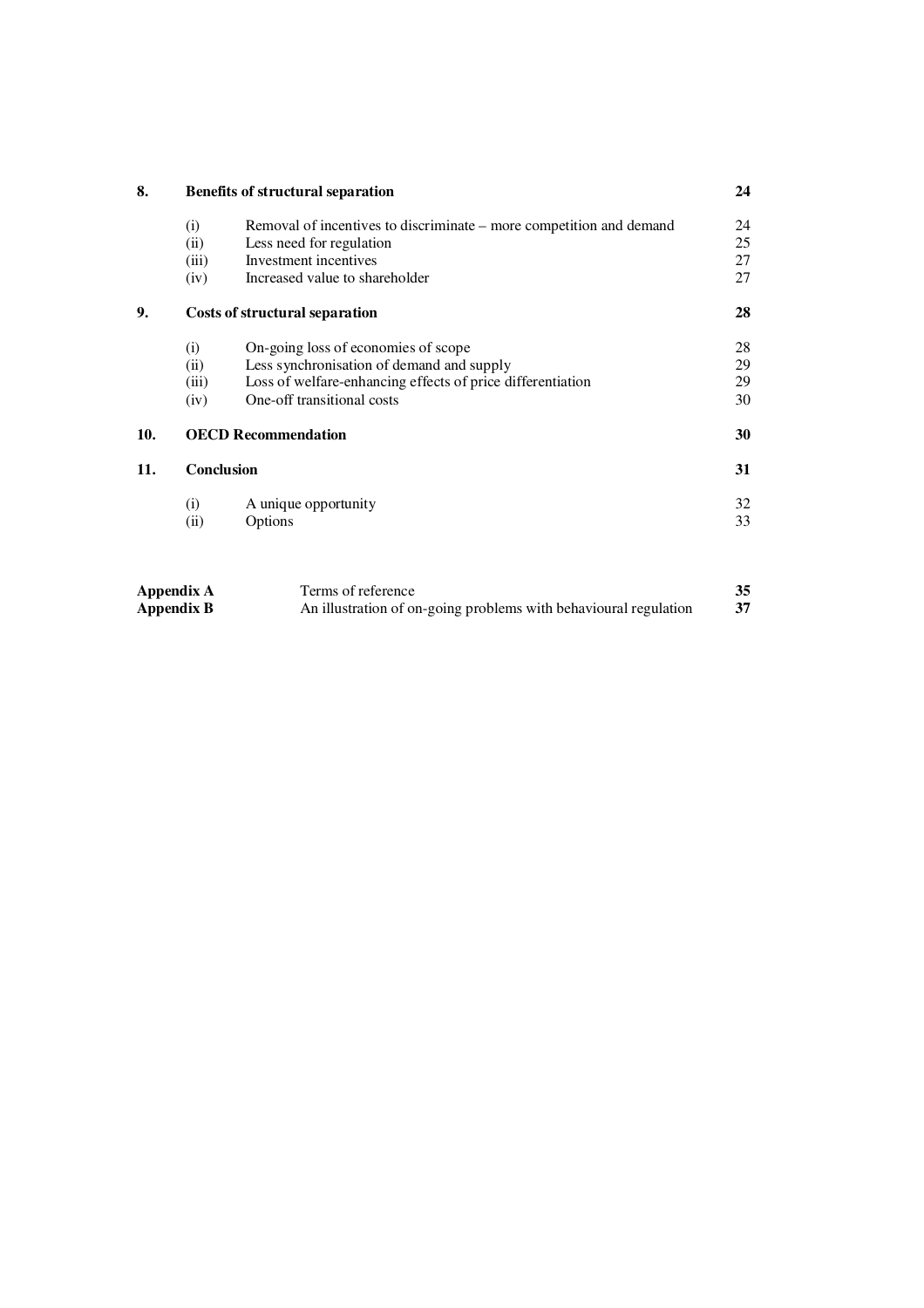| | | | |
|---|---|---|---|
| **8.** | **Benefits of structural separation** | | **24** |
| | (i) | Removal of incentives to discriminate – more competition and demand | 24 |
| | (ii) | Less need for regulation | 25 |
| | (iii) | Investment incentives | 27 |
| | (iv) | Increased value to shareholder | 27 |
| **9.** | **Costs of structural separation** | | **28** |
| | (i) | On-going loss of economies of scope | 28 |
| | (ii) | Less synchronisation of demand and supply | 29 |
| | (iii) | Loss of welfare-enhancing effects of price differentiation | 29 |
| | (iv) | One-off transitional costs | 30 |
| **10.** | **OECD Recommendation** | | **30** |
| **11.** | **Conclusion** | | **31** |
| | (i) | A unique opportunity | 32 |
| | (ii) | Options | 33 |

| | | |
|---|---|---|
| **Appendix A** | Terms of reference | **35** |
| **Appendix B** | An illustration of on-going problems with behavioural regulation | **37** |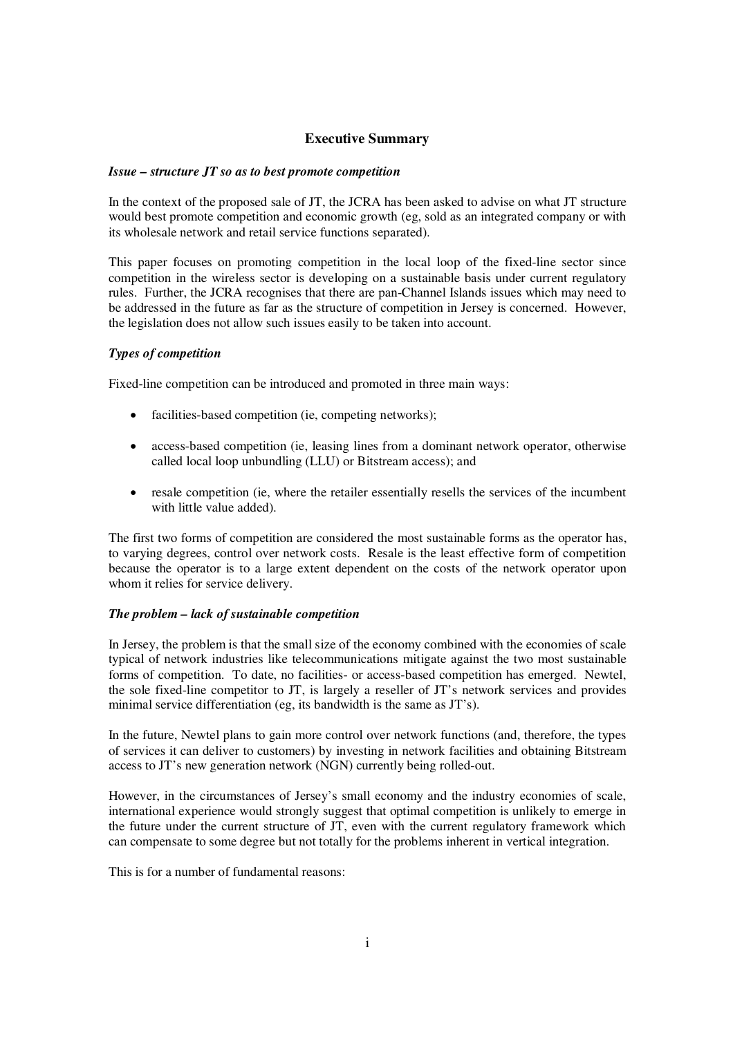## Executive Summary

***Issue – structure JT so as to best promote competition***

In the context of the proposed sale of JT, the JCRA has been asked to advise on what JT structure would best promote competition and economic growth (eg, sold as an integrated company or with its wholesale network and retail service functions separated).

This paper focuses on promoting competition in the local loop of the fixed-line sector since competition in the wireless sector is developing on a sustainable basis under current regulatory rules. Further, the JCRA recognises that there are pan-Channel Islands issues which may need to be addressed in the future as far as the structure of competition in Jersey is concerned. However, the legislation does not allow such issues easily to be taken into account.

***Types of competition***

Fixed-line competition can be introduced and promoted in three main ways:

- facilities-based competition (ie, competing networks);
- access-based competition (ie, leasing lines from a dominant network operator, otherwise called local loop unbundling (LLU) or Bitstream access); and
- resale competition (ie, where the retailer essentially resells the services of the incumbent with little value added).

The first two forms of competition are considered the most sustainable forms as the operator has, to varying degrees, control over network costs. Resale is the least effective form of competition because the operator is to a large extent dependent on the costs of the network operator upon whom it relies for service delivery.

***The problem – lack of sustainable competition***

In Jersey, the problem is that the small size of the economy combined with the economies of scale typical of network industries like telecommunications mitigate against the two most sustainable forms of competition. To date, no facilities- or access-based competition has emerged. Newtel, the sole fixed-line competitor to JT, is largely a reseller of JT's network services and provides minimal service differentiation (eg, its bandwidth is the same as JT's).

In the future, Newtel plans to gain more control over network functions (and, therefore, the types of services it can deliver to customers) by investing in network facilities and obtaining Bitstream access to JT's new generation network (NGN) currently being rolled-out.

However, in the circumstances of Jersey's small economy and the industry economies of scale, international experience would strongly suggest that optimal competition is unlikely to emerge in the future under the current structure of JT, even with the current regulatory framework which can compensate to some degree but not totally for the problems inherent in vertical integration.

This is for a number of fundamental reasons: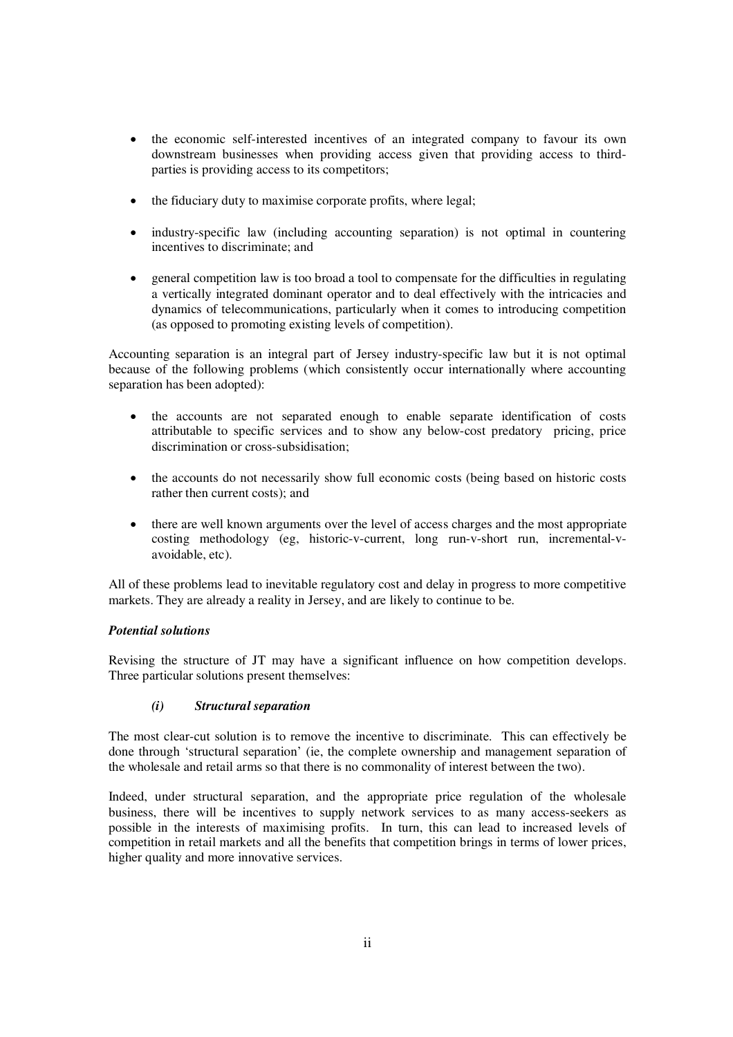- the economic self-interested incentives of an integrated company to favour its own downstream businesses when providing access given that providing access to third-parties is providing access to its competitors;

- the fiduciary duty to maximise corporate profits, where legal;

- industry-specific law (including accounting separation) is not optimal in countering incentives to discriminate; and

- general competition law is too broad a tool to compensate for the difficulties in regulating a vertically integrated dominant operator and to deal effectively with the intricacies and dynamics of telecommunications, particularly when it comes to introducing competition (as opposed to promoting existing levels of competition).

Accounting separation is an integral part of Jersey industry-specific law but it is not optimal because of the following problems (which consistently occur internationally where accounting separation has been adopted):

- the accounts are not separated enough to enable separate identification of costs attributable to specific services and to show any below-cost predatory pricing, price discrimination or cross-subsidisation;

- the accounts do not necessarily show full economic costs (being based on historic costs rather then current costs); and

- there are well known arguments over the level of access charges and the most appropriate costing methodology (eg, historic-v-current, long run-v-short run, incremental-v-avoidable, etc).

All of these problems lead to inevitable regulatory cost and delay in progress to more competitive markets. They are already a reality in Jersey, and are likely to continue to be.

***Potential solutions***

Revising the structure of JT may have a significant influence on how competition develops. Three particular solutions present themselves:

***(i) Structural separation***

The most clear-cut solution is to remove the incentive to discriminate. This can effectively be done through 'structural separation' (ie, the complete ownership and management separation of the wholesale and retail arms so that there is no commonality of interest between the two).

Indeed, under structural separation, and the appropriate price regulation of the wholesale business, there will be incentives to supply network services to as many access-seekers as possible in the interests of maximising profits. In turn, this can lead to increased levels of competition in retail markets and all the benefits that competition brings in terms of lower prices, higher quality and more innovative services.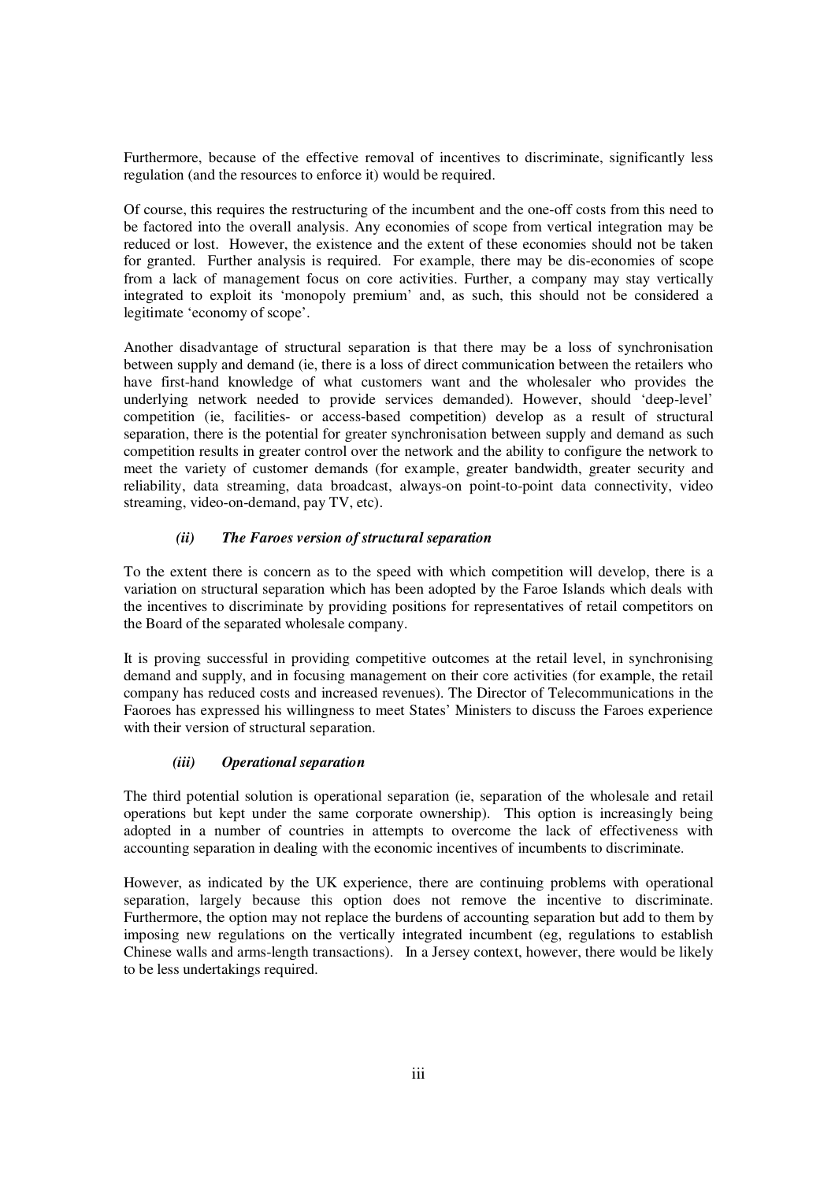Furthermore, because of the effective removal of incentives to discriminate, significantly less regulation (and the resources to enforce it) would be required.

Of course, this requires the restructuring of the incumbent and the one-off costs from this need to be factored into the overall analysis. Any economies of scope from vertical integration may be reduced or lost. However, the existence and the extent of these economies should not be taken for granted. Further analysis is required. For example, there may be dis-economies of scope from a lack of management focus on core activities. Further, a company may stay vertically integrated to exploit its 'monopoly premium' and, as such, this should not be considered a legitimate 'economy of scope'.

Another disadvantage of structural separation is that there may be a loss of synchronisation between supply and demand (ie, there is a loss of direct communication between the retailers who have first-hand knowledge of what customers want and the wholesaler who provides the underlying network needed to provide services demanded). However, should 'deep-level' competition (ie, facilities- or access-based competition) develop as a result of structural separation, there is the potential for greater synchronisation between supply and demand as such competition results in greater control over the network and the ability to configure the network to meet the variety of customer demands (for example, greater bandwidth, greater security and reliability, data streaming, data broadcast, always-on point-to-point data connectivity, video streaming, video-on-demand, pay TV, etc).

#### *(ii) The Faroes version of structural separation*

To the extent there is concern as to the speed with which competition will develop, there is a variation on structural separation which has been adopted by the Faroe Islands which deals with the incentives to discriminate by providing positions for representatives of retail competitors on the Board of the separated wholesale company.

It is proving successful in providing competitive outcomes at the retail level, in synchronising demand and supply, and in focusing management on their core activities (for example, the retail company has reduced costs and increased revenues). The Director of Telecommunications in the Faoroes has expressed his willingness to meet States' Ministers to discuss the Faroes experience with their version of structural separation.

#### *(iii) Operational separation*

The third potential solution is operational separation (ie, separation of the wholesale and retail operations but kept under the same corporate ownership). This option is increasingly being adopted in a number of countries in attempts to overcome the lack of effectiveness with accounting separation in dealing with the economic incentives of incumbents to discriminate.

However, as indicated by the UK experience, there are continuing problems with operational separation, largely because this option does not remove the incentive to discriminate. Furthermore, the option may not replace the burdens of accounting separation but add to them by imposing new regulations on the vertically integrated incumbent (eg, regulations to establish Chinese walls and arms-length transactions). In a Jersey context, however, there would be likely to be less undertakings required.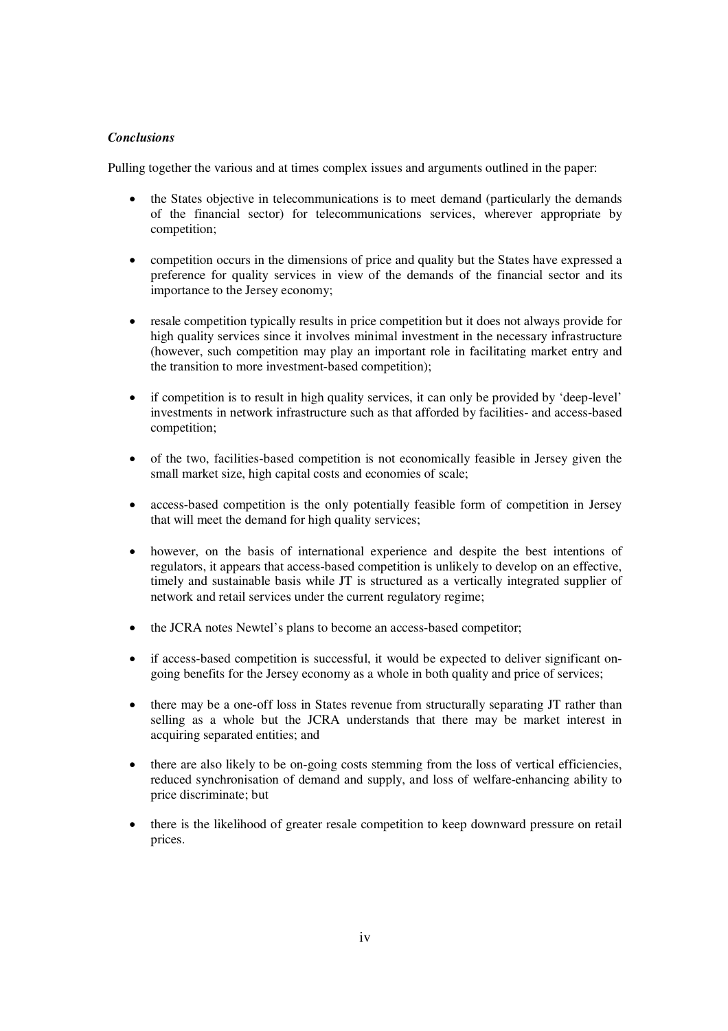*Conclusions*

Pulling together the various and at times complex issues and arguments outlined in the paper:

- the States objective in telecommunications is to meet demand (particularly the demands of the financial sector) for telecommunications services, wherever appropriate by competition;

- competition occurs in the dimensions of price and quality but the States have expressed a preference for quality services in view of the demands of the financial sector and its importance to the Jersey economy;

- resale competition typically results in price competition but it does not always provide for high quality services since it involves minimal investment in the necessary infrastructure (however, such competition may play an important role in facilitating market entry and the transition to more investment-based competition);

- if competition is to result in high quality services, it can only be provided by 'deep-level' investments in network infrastructure such as that afforded by facilities- and access-based competition;

- of the two, facilities-based competition is not economically feasible in Jersey given the small market size, high capital costs and economies of scale;

- access-based competition is the only potentially feasible form of competition in Jersey that will meet the demand for high quality services;

- however, on the basis of international experience and despite the best intentions of regulators, it appears that access-based competition is unlikely to develop on an effective, timely and sustainable basis while JT is structured as a vertically integrated supplier of network and retail services under the current regulatory regime;

- the JCRA notes Newtel's plans to become an access-based competitor;

- if access-based competition is successful, it would be expected to deliver significant on-going benefits for the Jersey economy as a whole in both quality and price of services;

- there may be a one-off loss in States revenue from structurally separating JT rather than selling as a whole but the JCRA understands that there may be market interest in acquiring separated entities; and

- there are also likely to be on-going costs stemming from the loss of vertical efficiencies, reduced synchronisation of demand and supply, and loss of welfare-enhancing ability to price discriminate; but

- there is the likelihood of greater resale competition to keep downward pressure on retail prices.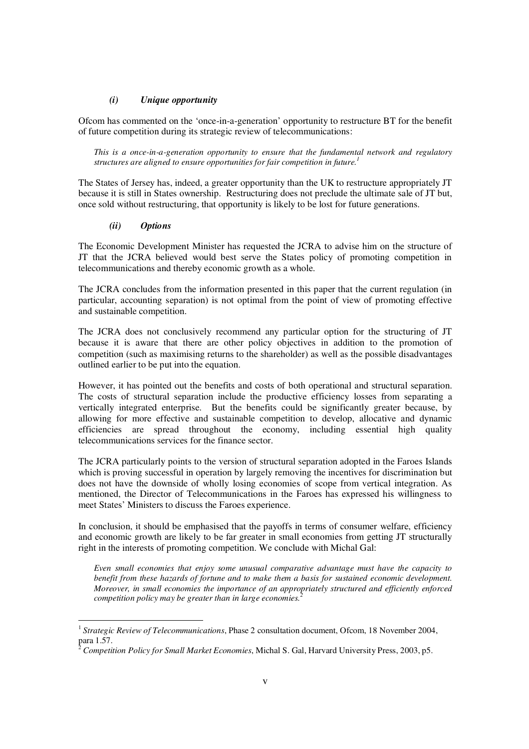### *(i) Unique opportunity*

Ofcom has commented on the 'once-in-a-generation' opportunity to restructure BT for the benefit of future competition during its strategic review of telecommunications:

> *This is a once-in-a-generation opportunity to ensure that the fundamental network and regulatory structures are aligned to ensure opportunities for fair competition in future.*[1]

The States of Jersey has, indeed, a greater opportunity than the UK to restructure appropriately JT because it is still in States ownership. Restructuring does not preclude the ultimate sale of JT but, once sold without restructuring, that opportunity is likely to be lost for future generations.

### *(ii) Options*

The Economic Development Minister has requested the JCRA to advise him on the structure of JT that the JCRA believed would best serve the States policy of promoting competition in telecommunications and thereby economic growth as a whole.

The JCRA concludes from the information presented in this paper that the current regulation (in particular, accounting separation) is not optimal from the point of view of promoting effective and sustainable competition.

The JCRA does not conclusively recommend any particular option for the structuring of JT because it is aware that there are other policy objectives in addition to the promotion of competition (such as maximising returns to the shareholder) as well as the possible disadvantages outlined earlier to be put into the equation.

However, it has pointed out the benefits and costs of both operational and structural separation. The costs of structural separation include the productive efficiency losses from separating a vertically integrated enterprise. But the benefits could be significantly greater because, by allowing for more effective and sustainable competition to develop, allocative and dynamic efficiencies are spread throughout the economy, including essential high quality telecommunications services for the finance sector.

The JCRA particularly points to the version of structural separation adopted in the Faroes Islands which is proving successful in operation by largely removing the incentives for discrimination but does not have the downside of wholly losing economies of scope from vertical integration. As mentioned, the Director of Telecommunications in the Faroes has expressed his willingness to meet States' Ministers to discuss the Faroes experience.

In conclusion, it should be emphasised that the payoffs in terms of consumer welfare, efficiency and economic growth are likely to be far greater in small economies from getting JT structurally right in the interests of promoting competition. We conclude with Michal Gal:

> *Even small economies that enjoy some unusual comparative advantage must have the capacity to benefit from these hazards of fortune and to make them a basis for sustained economic development. Moreover, in small economies the importance of an appropriately structured and efficiently enforced competition policy may be greater than in large economies.*[2]

---

[1] *Strategic Review of Telecommunications*, Phase 2 consultation document, Ofcom, 18 November 2004, para 1.57.

[2] *Competition Policy for Small Market Economies*, Michal S. Gal, Harvard University Press, 2003, p5.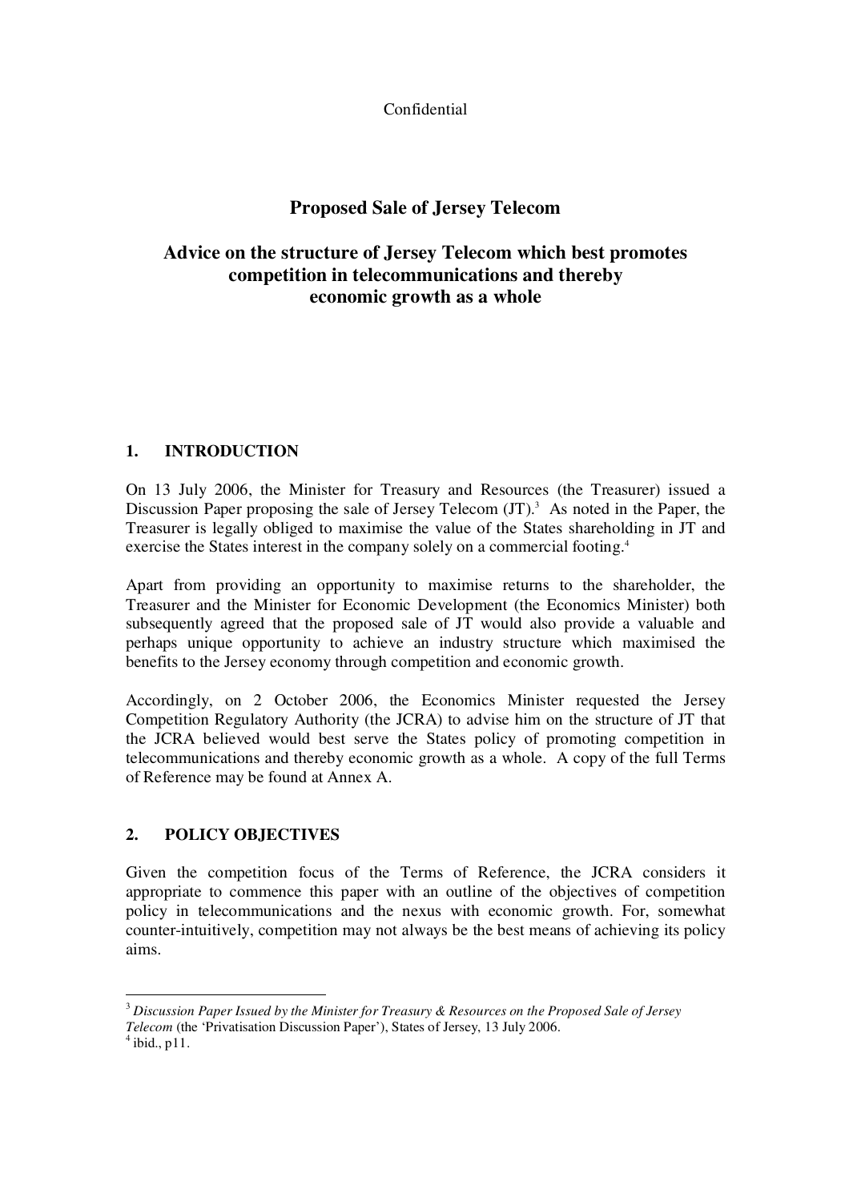Confidential

# Proposed Sale of Jersey Telecom

## Advice on the structure of Jersey Telecom which best promotes competition in telecommunications and thereby economic growth as a whole

## 1. INTRODUCTION

On 13 July 2006, the Minister for Treasury and Resources (the Treasurer) issued a Discussion Paper proposing the sale of Jersey Telecom (JT).[3] As noted in the Paper, the Treasurer is legally obliged to maximise the value of the States shareholding in JT and exercise the States interest in the company solely on a commercial footing.[4]

Apart from providing an opportunity to maximise returns to the shareholder, the Treasurer and the Minister for Economic Development (the Economics Minister) both subsequently agreed that the proposed sale of JT would also provide a valuable and perhaps unique opportunity to achieve an industry structure which maximised the benefits to the Jersey economy through competition and economic growth.

Accordingly, on 2 October 2006, the Economics Minister requested the Jersey Competition Regulatory Authority (the JCRA) to advise him on the structure of JT that the JCRA believed would best serve the States policy of promoting competition in telecommunications and thereby economic growth as a whole. A copy of the full Terms of Reference may be found at Annex A.

## 2. POLICY OBJECTIVES

Given the competition focus of the Terms of Reference, the JCRA considers it appropriate to commence this paper with an outline of the objectives of competition policy in telecommunications and the nexus with economic growth. For, somewhat counter-intuitively, competition may not always be the best means of achieving its policy aims.

---

[3] *Discussion Paper Issued by the Minister for Treasury & Resources on the Proposed Sale of Jersey Telecom* (the 'Privatisation Discussion Paper'), States of Jersey, 13 July 2006.

[4] ibid., p11.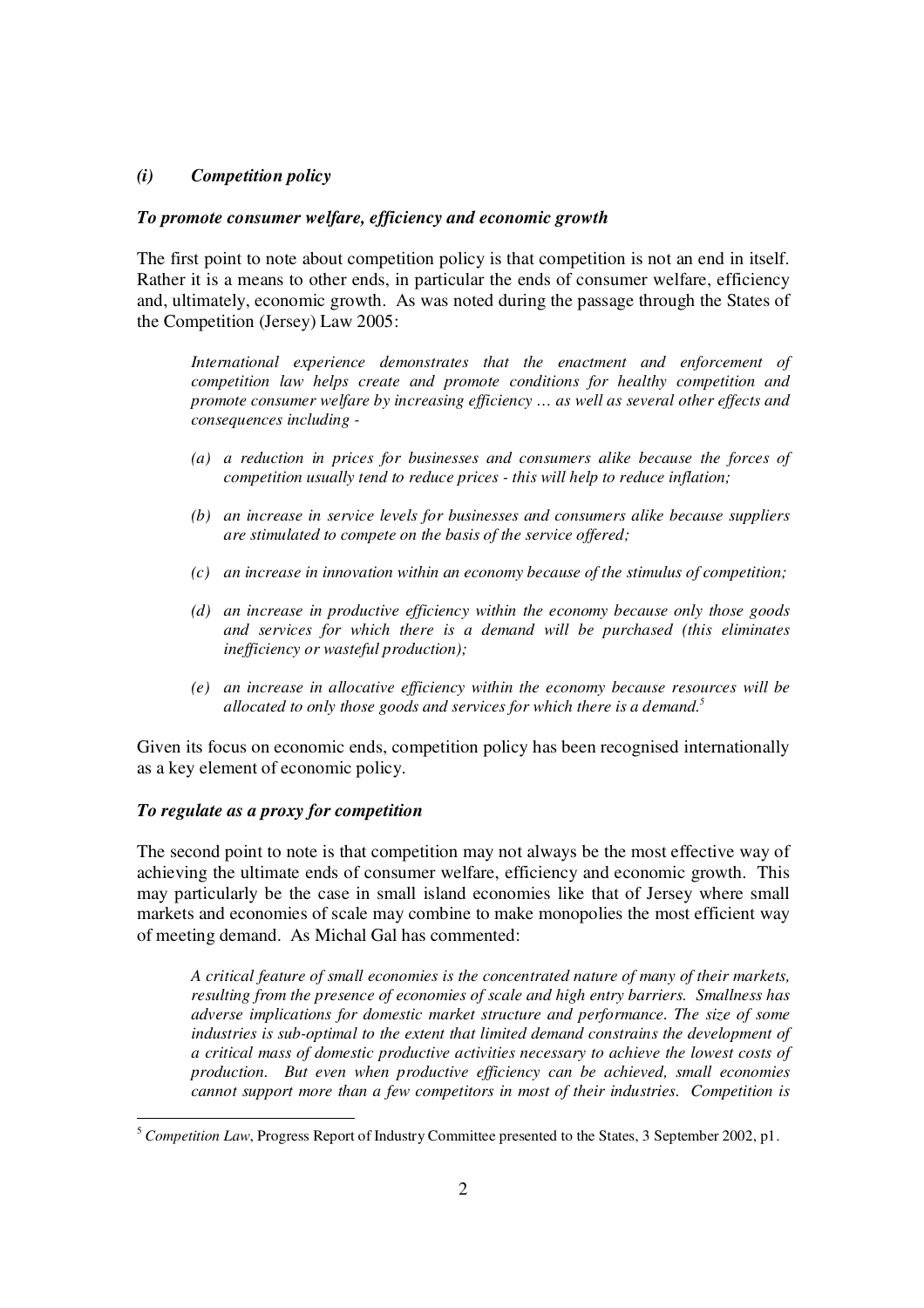### *(i) Competition policy*

***To promote consumer welfare, efficiency and economic growth***

The first point to note about competition policy is that competition is not an end in itself. Rather it is a means to other ends, in particular the ends of consumer welfare, efficiency and, ultimately, economic growth. As was noted during the passage through the States of the Competition (Jersey) Law 2005:

> *International experience demonstrates that the enactment and enforcement of competition law helps create and promote conditions for healthy competition and promote consumer welfare by increasing efficiency … as well as several other effects and consequences including -*
>
> *(a) a reduction in prices for businesses and consumers alike because the forces of competition usually tend to reduce prices - this will help to reduce inflation;*
>
> *(b) an increase in service levels for businesses and consumers alike because suppliers are stimulated to compete on the basis of the service offered;*
>
> *(c) an increase in innovation within an economy because of the stimulus of competition;*
>
> *(d) an increase in productive efficiency within the economy because only those goods and services for which there is a demand will be purchased (this eliminates inefficiency or wasteful production);*
>
> *(e) an increase in allocative efficiency within the economy because resources will be allocated to only those goods and services for which there is a demand.*[5]

Given its focus on economic ends, competition policy has been recognised internationally as a key element of economic policy.

***To regulate as a proxy for competition***

The second point to note is that competition may not always be the most effective way of achieving the ultimate ends of consumer welfare, efficiency and economic growth. This may particularly be the case in small island economies like that of Jersey where small markets and economies of scale may combine to make monopolies the most efficient way of meeting demand. As Michal Gal has commented:

> *A critical feature of small economies is the concentrated nature of many of their markets, resulting from the presence of economies of scale and high entry barriers. Smallness has adverse implications for domestic market structure and performance. The size of some industries is sub-optimal to the extent that limited demand constrains the development of a critical mass of domestic productive activities necessary to achieve the lowest costs of production. But even when productive efficiency can be achieved, small economies cannot support more than a few competitors in most of their industries. Competition is*

---

[5] *Competition Law*, Progress Report of Industry Committee presented to the States, 3 September 2002, p1.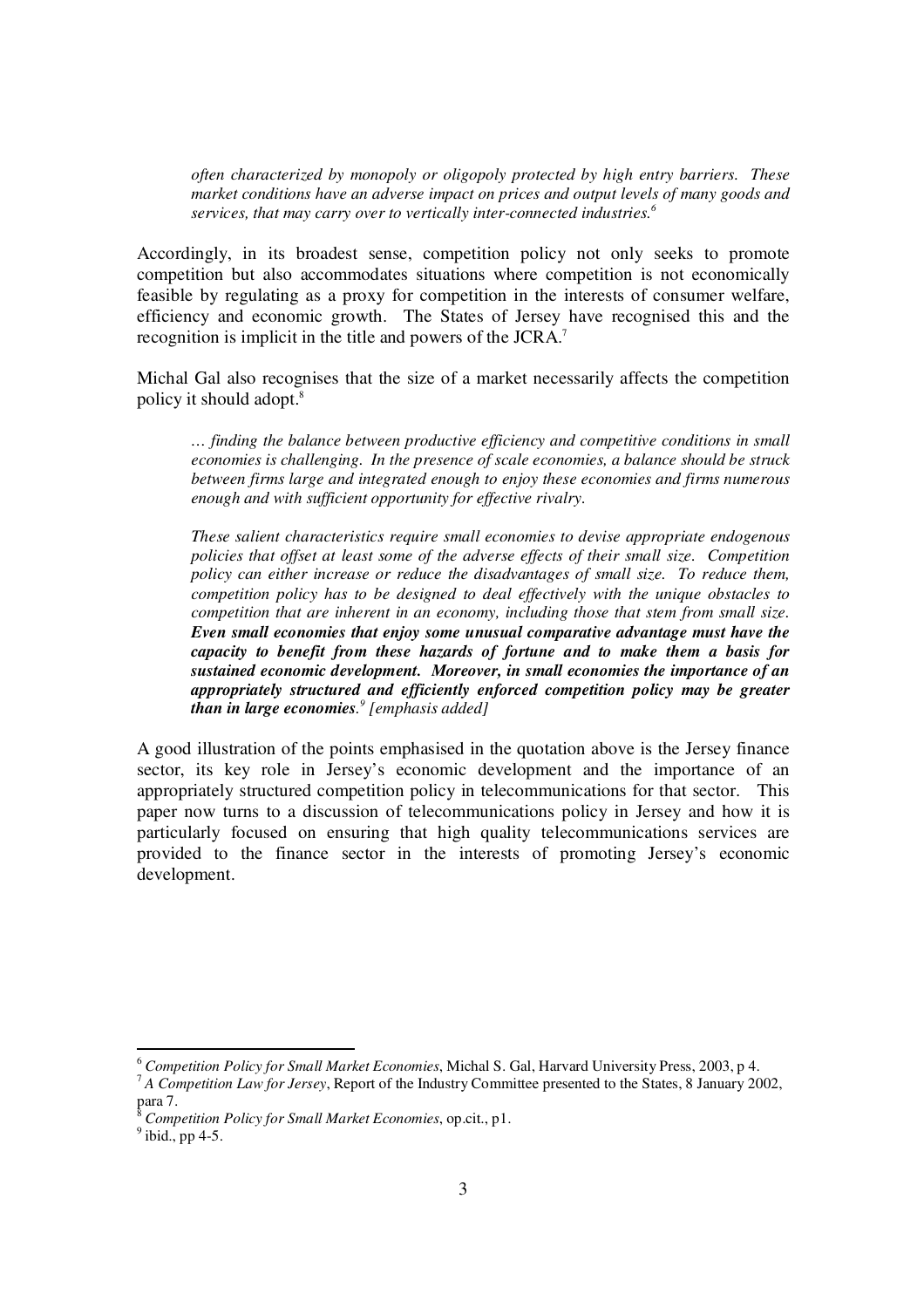> *often characterized by monopoly or oligopoly protected by high entry barriers. These market conditions have an adverse impact on prices and output levels of many goods and services, that may carry over to vertically inter-connected industries.*[6]

Accordingly, in its broadest sense, competition policy not only seeks to promote competition but also accommodates situations where competition is not economically feasible by regulating as a proxy for competition in the interests of consumer welfare, efficiency and economic growth. The States of Jersey have recognised this and the recognition is implicit in the title and powers of the JCRA.[7]

Michal Gal also recognises that the size of a market necessarily affects the competition policy it should adopt.[8]

> *… finding the balance between productive efficiency and competitive conditions in small economies is challenging. In the presence of scale economies, a balance should be struck between firms large and integrated enough to enjoy these economies and firms numerous enough and with sufficient opportunity for effective rivalry.*
>
> *These salient characteristics require small economies to devise appropriate endogenous policies that offset at least some of the adverse effects of their small size. Competition policy can either increase or reduce the disadvantages of small size. To reduce them, competition policy has to be designed to deal effectively with the unique obstacles to competition that are inherent in an economy, including those that stem from small size.* ***Even small economies that enjoy some unusual comparative advantage must have the capacity to benefit from these hazards of fortune and to make them a basis for sustained economic development. Moreover, in small economies the importance of an appropriately structured and efficiently enforced competition policy may be greater than in large economies****.*[9] *[emphasis added]*

A good illustration of the points emphasised in the quotation above is the Jersey finance sector, its key role in Jersey's economic development and the importance of an appropriately structured competition policy in telecommunications for that sector. This paper now turns to a discussion of telecommunications policy in Jersey and how it is particularly focused on ensuring that high quality telecommunications services are provided to the finance sector in the interests of promoting Jersey's economic development.

---

[6] *Competition Policy for Small Market Economies*, Michal S. Gal, Harvard University Press, 2003, p 4.

[7] *A Competition Law for Jersey*, Report of the Industry Committee presented to the States, 8 January 2002, para 7.

[8] *Competition Policy for Small Market Economies*, op.cit., p1.

[9] ibid., pp 4-5.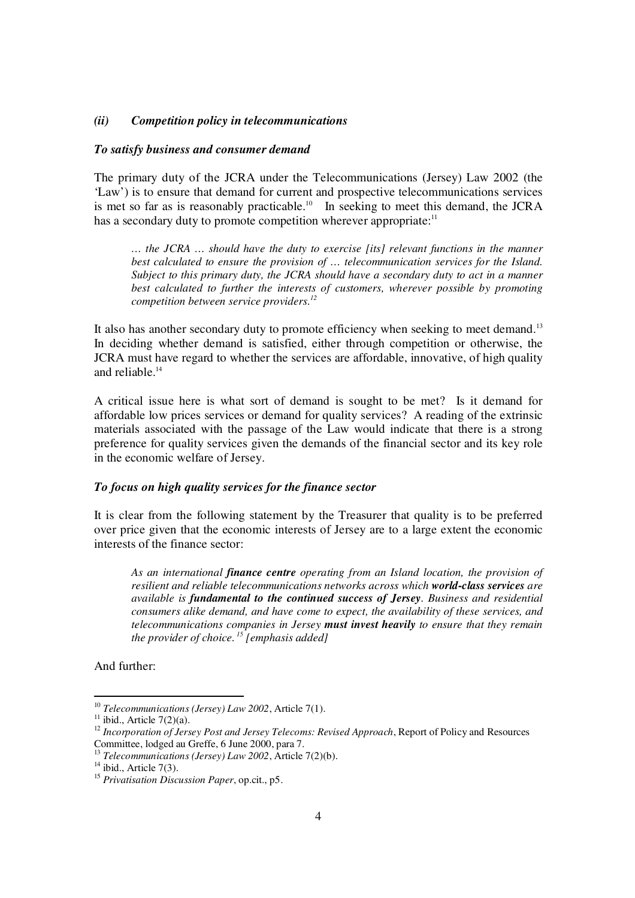### *(ii) Competition policy in telecommunications*

***To satisfy business and consumer demand***

The primary duty of the JCRA under the Telecommunications (Jersey) Law 2002 (the 'Law') is to ensure that demand for current and prospective telecommunications services is met so far as is reasonably practicable.[10] In seeking to meet this demand, the JCRA has a secondary duty to promote competition wherever appropriate:[11]

> *… the JCRA … should have the duty to exercise [its] relevant functions in the manner best calculated to ensure the provision of … telecommunication services for the Island. Subject to this primary duty, the JCRA should have a secondary duty to act in a manner best calculated to further the interests of customers, wherever possible by promoting competition between service providers.*[12]

It also has another secondary duty to promote efficiency when seeking to meet demand.[13] In deciding whether demand is satisfied, either through competition or otherwise, the JCRA must have regard to whether the services are affordable, innovative, of high quality and reliable.[14]

A critical issue here is what sort of demand is sought to be met? Is it demand for affordable low prices services or demand for quality services? A reading of the extrinsic materials associated with the passage of the Law would indicate that there is a strong preference for quality services given the demands of the financial sector and its key role in the economic welfare of Jersey.

***To focus on high quality services for the finance sector***

It is clear from the following statement by the Treasurer that quality is to be preferred over price given that the economic interests of Jersey are to a large extent the economic interests of the finance sector:

> *As an international **finance centre** operating from an Island location, the provision of resilient and reliable telecommunications networks across which **world-class services** are available is **fundamental to the continued success of Jersey**. Business and residential consumers alike demand, and have come to expect, the availability of these services, and telecommunications companies in Jersey **must invest heavily** to ensure that they remain the provider of choice.*[15] *[emphasis added]*

And further:

---

[10] *Telecommunications (Jersey) Law 2002*, Article 7(1).

[11] ibid., Article 7(2)(a).

[12] *Incorporation of Jersey Post and Jersey Telecoms: Revised Approach*, Report of Policy and Resources Committee, lodged au Greffe, 6 June 2000, para 7.

[13] *Telecommunications (Jersey) Law 2002*, Article 7(2)(b).

[14] ibid., Article 7(3).

[15] *Privatisation Discussion Paper*, op.cit., p5.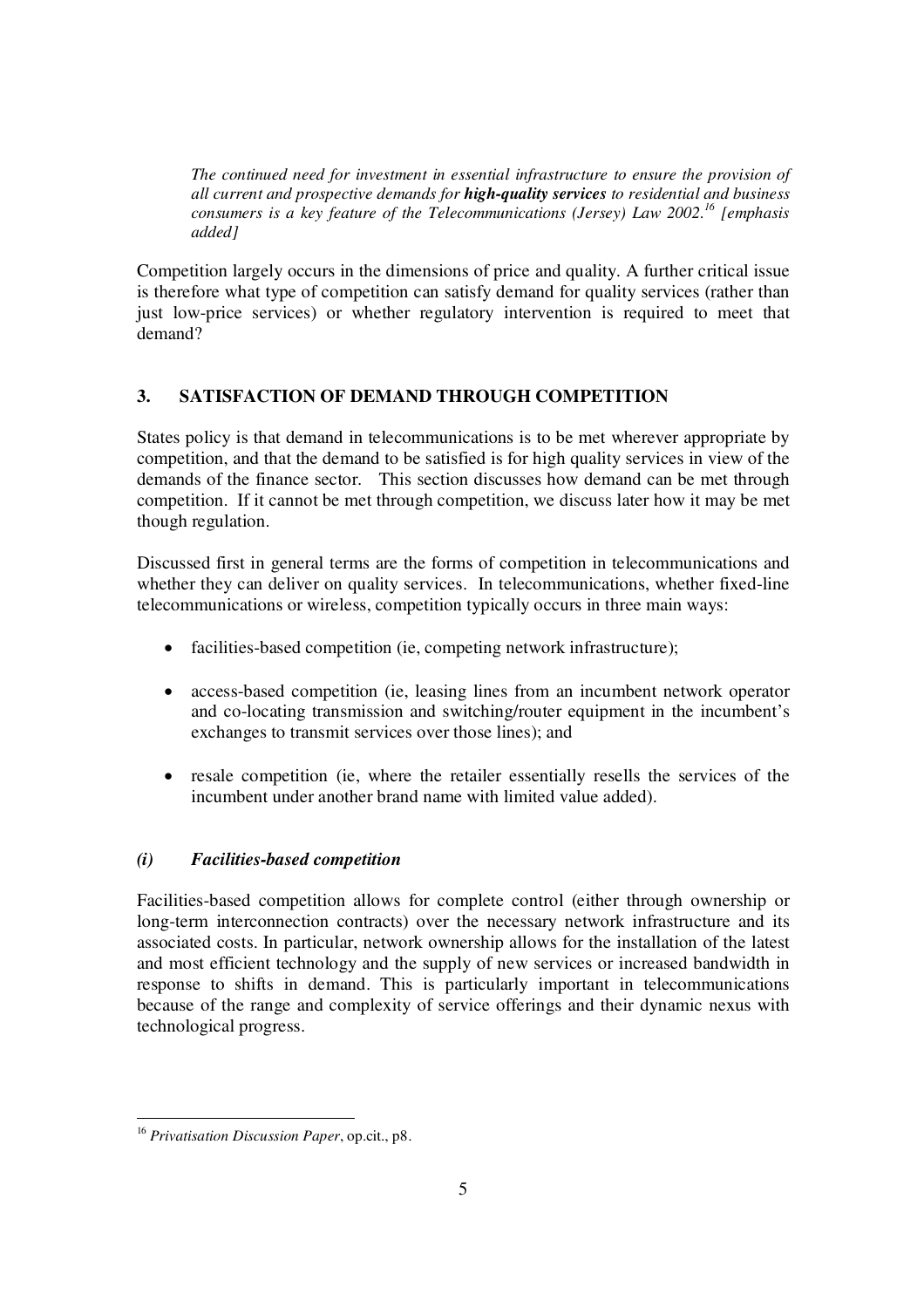*The continued need for investment in essential infrastructure to ensure the provision of all current and prospective demands for **high-quality services** to residential and business consumers is a key feature of the Telecommunications (Jersey) Law 2002.*[16] *[emphasis added]*

Competition largely occurs in the dimensions of price and quality. A further critical issue is therefore what type of competition can satisfy demand for quality services (rather than just low-price services) or whether regulatory intervention is required to meet that demand?

## 3. SATISFACTION OF DEMAND THROUGH COMPETITION

States policy is that demand in telecommunications is to be met wherever appropriate by competition, and that the demand to be satisfied is for high quality services in view of the demands of the finance sector. This section discusses how demand can be met through competition. If it cannot be met through competition, we discuss later how it may be met though regulation.

Discussed first in general terms are the forms of competition in telecommunications and whether they can deliver on quality services. In telecommunications, whether fixed-line telecommunications or wireless, competition typically occurs in three main ways:

- facilities-based competition (ie, competing network infrastructure);
- access-based competition (ie, leasing lines from an incumbent network operator and co-locating transmission and switching/router equipment in the incumbent's exchanges to transmit services over those lines); and
- resale competition (ie, where the retailer essentially resells the services of the incumbent under another brand name with limited value added).

### *(i) Facilities-based competition*

Facilities-based competition allows for complete control (either through ownership or long-term interconnection contracts) over the necessary network infrastructure and its associated costs. In particular, network ownership allows for the installation of the latest and most efficient technology and the supply of new services or increased bandwidth in response to shifts in demand. This is particularly important in telecommunications because of the range and complexity of service offerings and their dynamic nexus with technological progress.

---

[16] *Privatisation Discussion Paper*, op.cit., p8.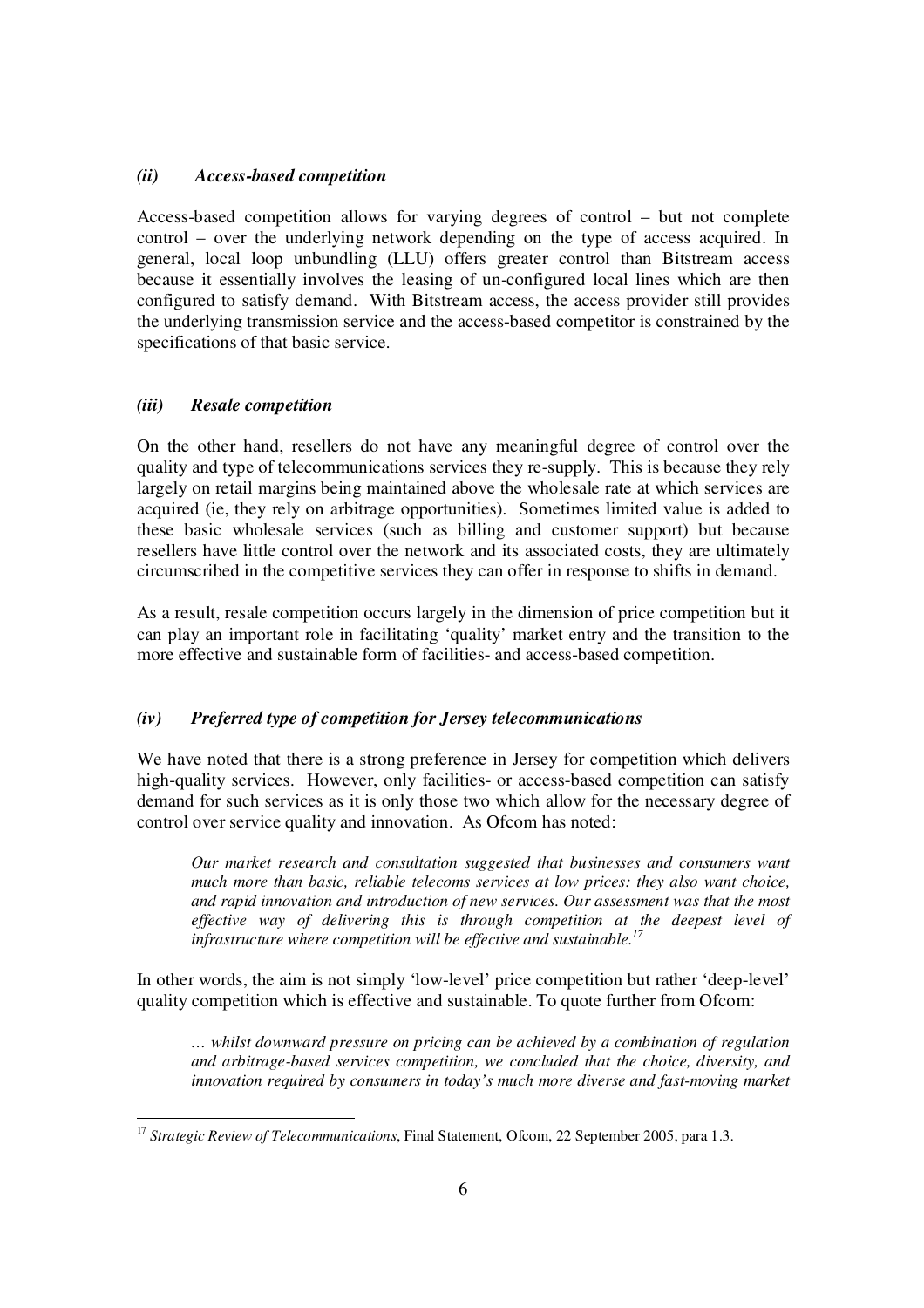### *(ii) Access-based competition*

Access-based competition allows for varying degrees of control – but not complete control – over the underlying network depending on the type of access acquired. In general, local loop unbundling (LLU) offers greater control than Bitstream access because it essentially involves the leasing of un-configured local lines which are then configured to satisfy demand. With Bitstream access, the access provider still provides the underlying transmission service and the access-based competitor is constrained by the specifications of that basic service.

### *(iii) Resale competition*

On the other hand, resellers do not have any meaningful degree of control over the quality and type of telecommunications services they re-supply. This is because they rely largely on retail margins being maintained above the wholesale rate at which services are acquired (ie, they rely on arbitrage opportunities). Sometimes limited value is added to these basic wholesale services (such as billing and customer support) but because resellers have little control over the network and its associated costs, they are ultimately circumscribed in the competitive services they can offer in response to shifts in demand.

As a result, resale competition occurs largely in the dimension of price competition but it can play an important role in facilitating 'quality' market entry and the transition to the more effective and sustainable form of facilities- and access-based competition.

### *(iv) Preferred type of competition for Jersey telecommunications*

We have noted that there is a strong preference in Jersey for competition which delivers high-quality services. However, only facilities- or access-based competition can satisfy demand for such services as it is only those two which allow for the necessary degree of control over service quality and innovation. As Ofcom has noted:

> *Our market research and consultation suggested that businesses and consumers want much more than basic, reliable telecoms services at low prices: they also want choice, and rapid innovation and introduction of new services. Our assessment was that the most effective way of delivering this is through competition at the deepest level of infrastructure where competition will be effective and sustainable.*[17]

In other words, the aim is not simply 'low-level' price competition but rather 'deep-level' quality competition which is effective and sustainable. To quote further from Ofcom:

> *… whilst downward pressure on pricing can be achieved by a combination of regulation and arbitrage-based services competition, we concluded that the choice, diversity, and innovation required by consumers in today's much more diverse and fast-moving market*

---

[17] *Strategic Review of Telecommunications*, Final Statement, Ofcom, 22 September 2005, para 1.3.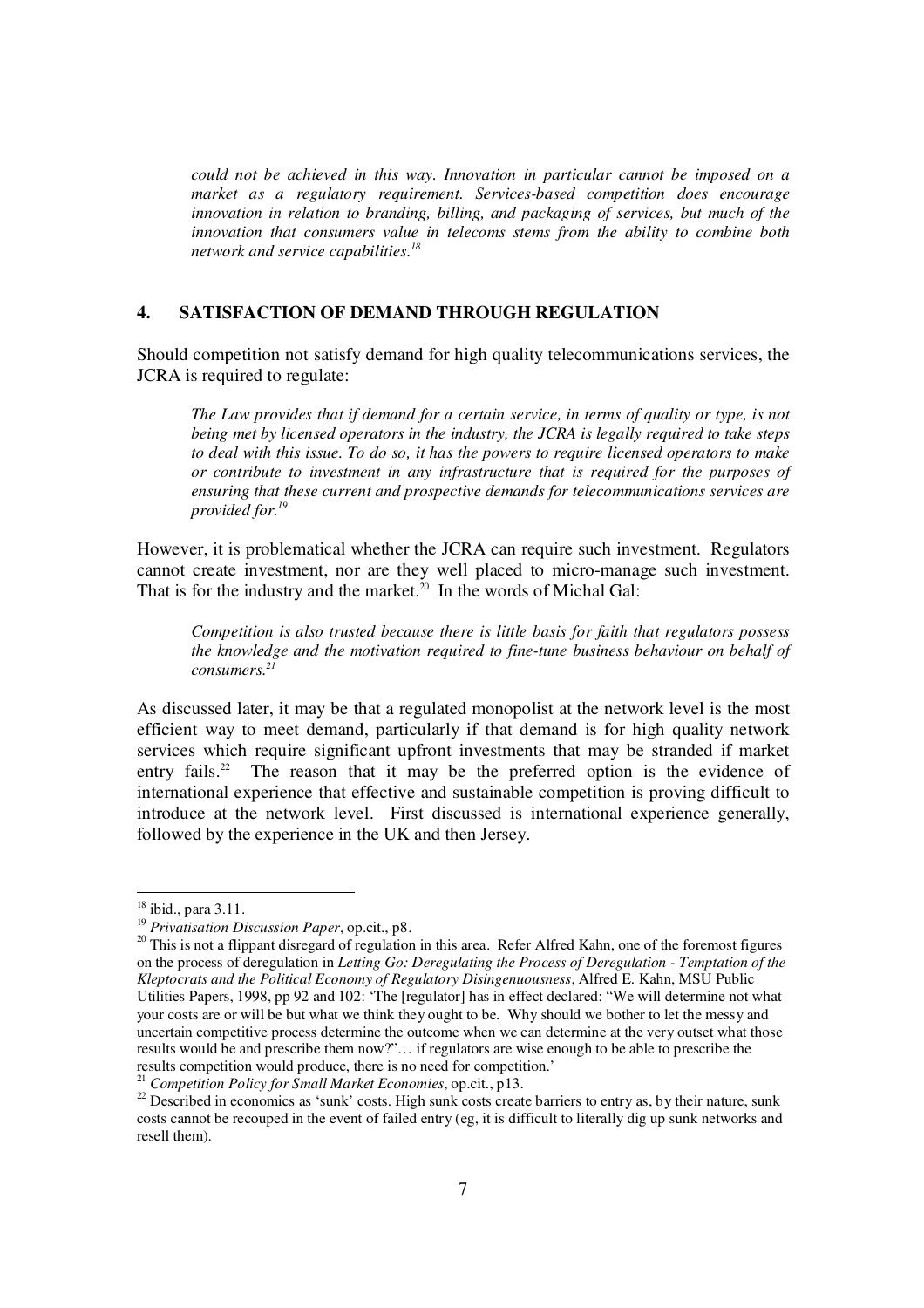> *could not be achieved in this way. Innovation in particular cannot be imposed on a market as a regulatory requirement. Services-based competition does encourage innovation in relation to branding, billing, and packaging of services, but much of the innovation that consumers value in telecoms stems from the ability to combine both network and service capabilities.*[18]

## 4. SATISFACTION OF DEMAND THROUGH REGULATION

Should competition not satisfy demand for high quality telecommunications services, the JCRA is required to regulate:

> *The Law provides that if demand for a certain service, in terms of quality or type, is not being met by licensed operators in the industry, the JCRA is legally required to take steps to deal with this issue. To do so, it has the powers to require licensed operators to make or contribute to investment in any infrastructure that is required for the purposes of ensuring that these current and prospective demands for telecommunications services are provided for.*[19]

However, it is problematical whether the JCRA can require such investment. Regulators cannot create investment, nor are they well placed to micro-manage such investment. That is for the industry and the market.[20] In the words of Michal Gal:

> *Competition is also trusted because there is little basis for faith that regulators possess the knowledge and the motivation required to fine-tune business behaviour on behalf of consumers.*[21]

As discussed later, it may be that a regulated monopolist at the network level is the most efficient way to meet demand, particularly if that demand is for high quality network services which require significant upfront investments that may be stranded if market entry fails.[22] The reason that it may be the preferred option is the evidence of international experience that effective and sustainable competition is proving difficult to introduce at the network level. First discussed is international experience generally, followed by the experience in the UK and then Jersey.

---

[18] ibid., para 3.11.

[19] *Privatisation Discussion Paper*, op.cit., p8.

[20] This is not a flippant disregard of regulation in this area. Refer Alfred Kahn, one of the foremost figures on the process of deregulation in *Letting Go: Deregulating the Process of Deregulation - Temptation of the Kleptocrats and the Political Economy of Regulatory Disingenuousness*, Alfred E. Kahn, MSU Public Utilities Papers, 1998, pp 92 and 102: 'The [regulator] has in effect declared: "We will determine not what your costs are or will be but what we think they ought to be. Why should we bother to let the messy and uncertain competitive process determine the outcome when we can determine at the very outset what those results would be and prescribe them now?"… if regulators are wise enough to be able to prescribe the results competition would produce, there is no need for competition.'

[21] *Competition Policy for Small Market Economies*, op.cit., p13.

[22] Described in economics as 'sunk' costs. High sunk costs create barriers to entry as, by their nature, sunk costs cannot be recouped in the event of failed entry (eg, it is difficult to literally dig up sunk networks and resell them).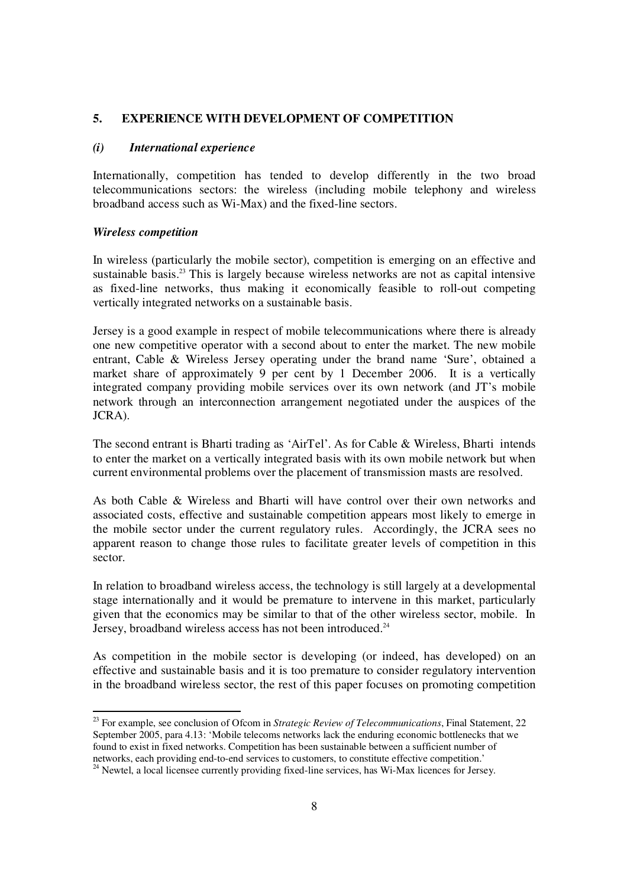## 5. EXPERIENCE WITH DEVELOPMENT OF COMPETITION

### *(i) International experience*

Internationally, competition has tended to develop differently in the two broad telecommunications sectors: the wireless (including mobile telephony and wireless broadband access such as Wi-Max) and the fixed-line sectors.

***Wireless competition***

In wireless (particularly the mobile sector), competition is emerging on an effective and sustainable basis.[23] This is largely because wireless networks are not as capital intensive as fixed-line networks, thus making it economically feasible to roll-out competing vertically integrated networks on a sustainable basis.

Jersey is a good example in respect of mobile telecommunications where there is already one new competitive operator with a second about to enter the market. The new mobile entrant, Cable & Wireless Jersey operating under the brand name 'Sure', obtained a market share of approximately 9 per cent by 1 December 2006. It is a vertically integrated company providing mobile services over its own network (and JT's mobile network through an interconnection arrangement negotiated under the auspices of the JCRA).

The second entrant is Bharti trading as 'AirTel'. As for Cable & Wireless, Bharti intends to enter the market on a vertically integrated basis with its own mobile network but when current environmental problems over the placement of transmission masts are resolved.

As both Cable & Wireless and Bharti will have control over their own networks and associated costs, effective and sustainable competition appears most likely to emerge in the mobile sector under the current regulatory rules. Accordingly, the JCRA sees no apparent reason to change those rules to facilitate greater levels of competition in this sector.

In relation to broadband wireless access, the technology is still largely at a developmental stage internationally and it would be premature to intervene in this market, particularly given that the economics may be similar to that of the other wireless sector, mobile. In Jersey, broadband wireless access has not been introduced.[24]

As competition in the mobile sector is developing (or indeed, has developed) on an effective and sustainable basis and it is too premature to consider regulatory intervention in the broadband wireless sector, the rest of this paper focuses on promoting competition

---

[23] For example, see conclusion of Ofcom in *Strategic Review of Telecommunications*, Final Statement, 22 September 2005, para 4.13: 'Mobile telecoms networks lack the enduring economic bottlenecks that we found to exist in fixed networks. Competition has been sustainable between a sufficient number of networks, each providing end-to-end services to customers, to constitute effective competition.'

[24] Newtel, a local licensee currently providing fixed-line services, has Wi-Max licences for Jersey.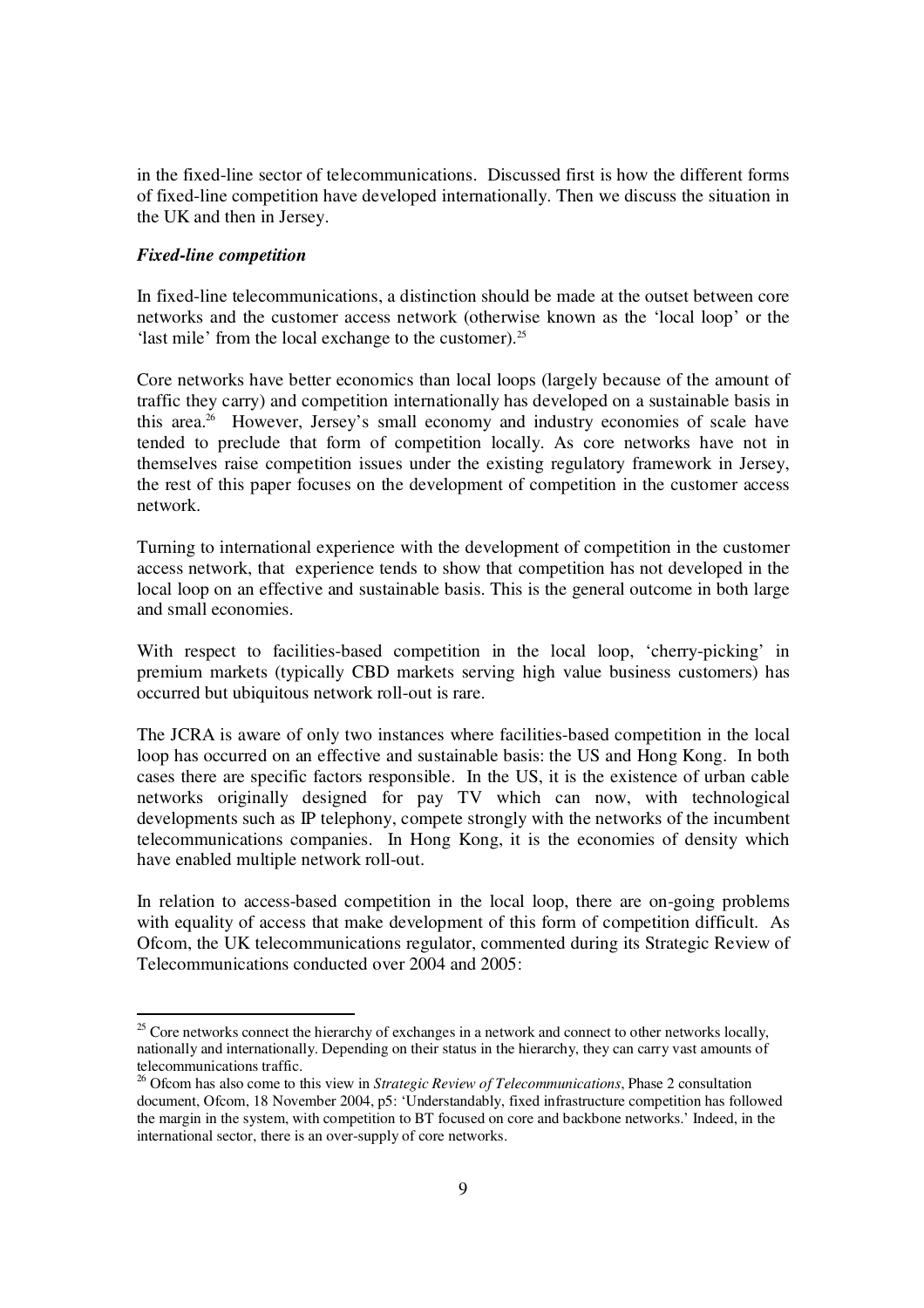in the fixed-line sector of telecommunications. Discussed first is how the different forms of fixed-line competition have developed internationally. Then we discuss the situation in the UK and then in Jersey.

***Fixed-line competition***

In fixed-line telecommunications, a distinction should be made at the outset between core networks and the customer access network (otherwise known as the 'local loop' or the 'last mile' from the local exchange to the customer).[25]

Core networks have better economics than local loops (largely because of the amount of traffic they carry) and competition internationally has developed on a sustainable basis in this area.[26] However, Jersey's small economy and industry economies of scale have tended to preclude that form of competition locally. As core networks have not in themselves raise competition issues under the existing regulatory framework in Jersey, the rest of this paper focuses on the development of competition in the customer access network.

Turning to international experience with the development of competition in the customer access network, that experience tends to show that competition has not developed in the local loop on an effective and sustainable basis. This is the general outcome in both large and small economies.

With respect to facilities-based competition in the local loop, 'cherry-picking' in premium markets (typically CBD markets serving high value business customers) has occurred but ubiquitous network roll-out is rare.

The JCRA is aware of only two instances where facilities-based competition in the local loop has occurred on an effective and sustainable basis: the US and Hong Kong. In both cases there are specific factors responsible. In the US, it is the existence of urban cable networks originally designed for pay TV which can now, with technological developments such as IP telephony, compete strongly with the networks of the incumbent telecommunications companies. In Hong Kong, it is the economies of density which have enabled multiple network roll-out.

In relation to access-based competition in the local loop, there are on-going problems with equality of access that make development of this form of competition difficult. As Ofcom, the UK telecommunications regulator, commented during its Strategic Review of Telecommunications conducted over 2004 and 2005:

---

[25] Core networks connect the hierarchy of exchanges in a network and connect to other networks locally, nationally and internationally. Depending on their status in the hierarchy, they can carry vast amounts of telecommunications traffic.

[26] Ofcom has also come to this view in *Strategic Review of Telecommunications*, Phase 2 consultation document, Ofcom, 18 November 2004, p5: 'Understandably, fixed infrastructure competition has followed the margin in the system, with competition to BT focused on core and backbone networks.' Indeed, in the international sector, there is an over-supply of core networks.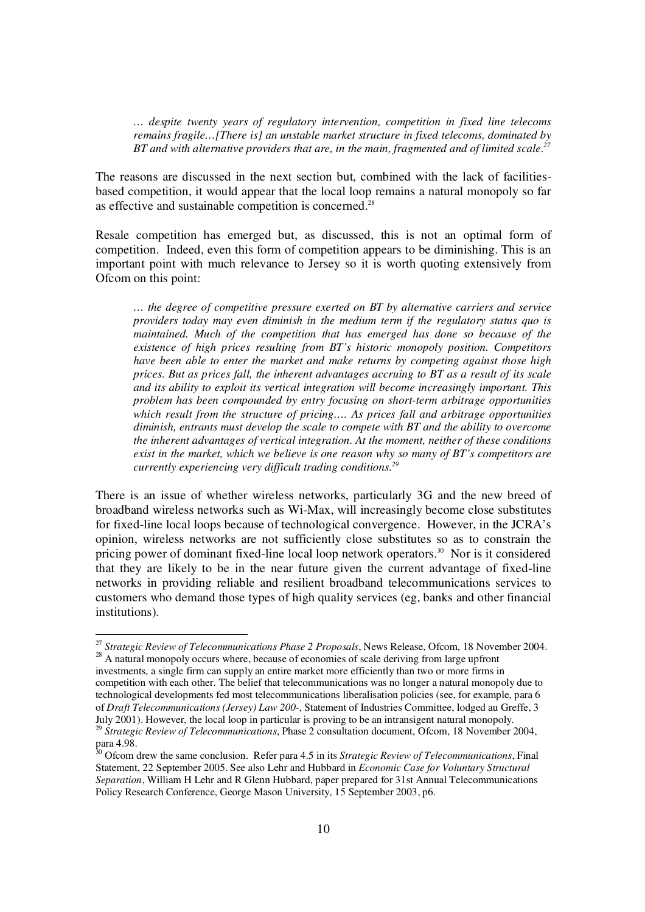> *… despite twenty years of regulatory intervention, competition in fixed line telecoms remains fragile…[There is] an unstable market structure in fixed telecoms, dominated by BT and with alternative providers that are, in the main, fragmented and of limited scale.*[27]

The reasons are discussed in the next section but, combined with the lack of facilities-based competition, it would appear that the local loop remains a natural monopoly so far as effective and sustainable competition is concerned.[28]

Resale competition has emerged but, as discussed, this is not an optimal form of competition. Indeed, even this form of competition appears to be diminishing. This is an important point with much relevance to Jersey so it is worth quoting extensively from Ofcom on this point:

> *… the degree of competitive pressure exerted on BT by alternative carriers and service providers today may even diminish in the medium term if the regulatory status quo is maintained. Much of the competition that has emerged has done so because of the existence of high prices resulting from BT's historic monopoly position. Competitors have been able to enter the market and make returns by competing against those high prices. But as prices fall, the inherent advantages accruing to BT as a result of its scale and its ability to exploit its vertical integration will become increasingly important. This problem has been compounded by entry focusing on short-term arbitrage opportunities which result from the structure of pricing…. As prices fall and arbitrage opportunities diminish, entrants must develop the scale to compete with BT and the ability to overcome the inherent advantages of vertical integration. At the moment, neither of these conditions exist in the market, which we believe is one reason why so many of BT's competitors are currently experiencing very difficult trading conditions.*[29]

There is an issue of whether wireless networks, particularly 3G and the new breed of broadband wireless networks such as Wi-Max, will increasingly become close substitutes for fixed-line local loops because of technological convergence. However, in the JCRA's opinion, wireless networks are not sufficiently close substitutes so as to constrain the pricing power of dominant fixed-line local loop network operators.[30] Nor is it considered that they are likely to be in the near future given the current advantage of fixed-line networks in providing reliable and resilient broadband telecommunications services to customers who demand those types of high quality services (eg, banks and other financial institutions).

---

[27] *Strategic Review of Telecommunications Phase 2 Proposals*, News Release, Ofcom, 18 November 2004.

[28] A natural monopoly occurs where, because of economies of scale deriving from large upfront investments, a single firm can supply an entire market more efficiently than two or more firms in competition with each other. The belief that telecommunications was no longer a natural monopoly due to technological developments fed most telecommunications liberalisation policies (see, for example, para 6 of *Draft Telecommunications (Jersey) Law 200-*, Statement of Industries Committee, lodged au Greffe, 3 July 2001). However, the local loop in particular is proving to be an intransigent natural monopoly.

[29] *Strategic Review of Telecommunications*, Phase 2 consultation document, Ofcom, 18 November 2004, para 4.98.

[30] Ofcom drew the same conclusion. Refer para 4.5 in its *Strategic Review of Telecommunications*, Final Statement, 22 September 2005. See also Lehr and Hubbard in *Economic Case for Voluntary Structural Separation*, William H Lehr and R Glenn Hubbard, paper prepared for 31st Annual Telecommunications Policy Research Conference, George Mason University, 15 September 2003, p6.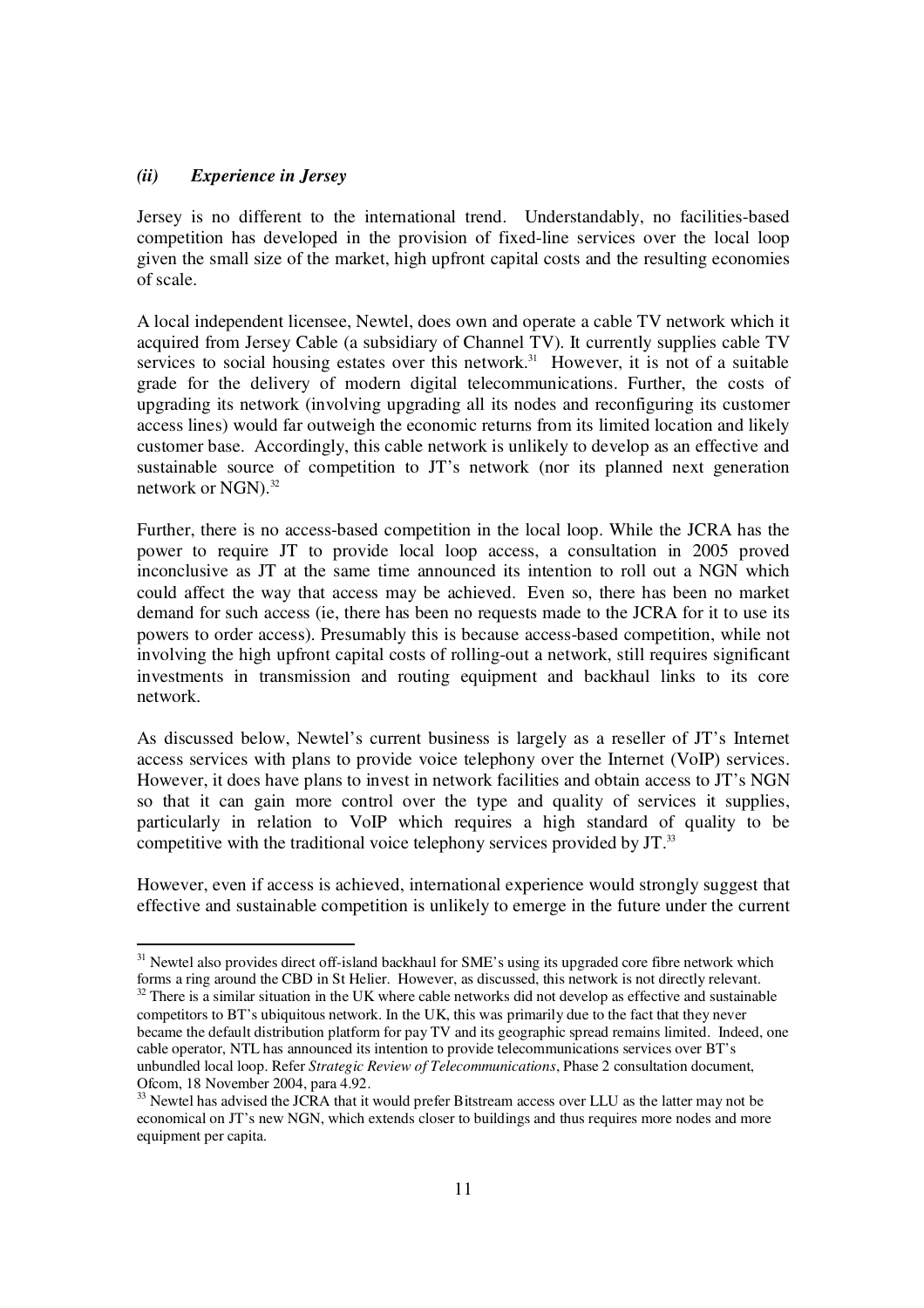### *(ii) Experience in Jersey*

Jersey is no different to the international trend. Understandably, no facilities-based competition has developed in the provision of fixed-line services over the local loop given the small size of the market, high upfront capital costs and the resulting economies of scale.

A local independent licensee, Newtel, does own and operate a cable TV network which it acquired from Jersey Cable (a subsidiary of Channel TV). It currently supplies cable TV services to social housing estates over this network.[31] However, it is not of a suitable grade for the delivery of modern digital telecommunications. Further, the costs of upgrading its network (involving upgrading all its nodes and reconfiguring its customer access lines) would far outweigh the economic returns from its limited location and likely customer base. Accordingly, this cable network is unlikely to develop as an effective and sustainable source of competition to JT's network (nor its planned next generation network or NGN).[32]

Further, there is no access-based competition in the local loop. While the JCRA has the power to require JT to provide local loop access, a consultation in 2005 proved inconclusive as JT at the same time announced its intention to roll out a NGN which could affect the way that access may be achieved. Even so, there has been no market demand for such access (ie, there has been no requests made to the JCRA for it to use its powers to order access). Presumably this is because access-based competition, while not involving the high upfront capital costs of rolling-out a network, still requires significant investments in transmission and routing equipment and backhaul links to its core network.

As discussed below, Newtel's current business is largely as a reseller of JT's Internet access services with plans to provide voice telephony over the Internet (VoIP) services. However, it does have plans to invest in network facilities and obtain access to JT's NGN so that it can gain more control over the type and quality of services it supplies, particularly in relation to VoIP which requires a high standard of quality to be competitive with the traditional voice telephony services provided by JT.[33]

However, even if access is achieved, international experience would strongly suggest that effective and sustainable competition is unlikely to emerge in the future under the current

---

[31] Newtel also provides direct off-island backhaul for SME's using its upgraded core fibre network which forms a ring around the CBD in St Helier. However, as discussed, this network is not directly relevant.

[32] There is a similar situation in the UK where cable networks did not develop as effective and sustainable competitors to BT's ubiquitous network. In the UK, this was primarily due to the fact that they never became the default distribution platform for pay TV and its geographic spread remains limited. Indeed, one cable operator, NTL has announced its intention to provide telecommunications services over BT's unbundled local loop. Refer *Strategic Review of Telecommunications*, Phase 2 consultation document, Ofcom, 18 November 2004, para 4.92.

[33] Newtel has advised the JCRA that it would prefer Bitstream access over LLU as the latter may not be economical on JT's new NGN, which extends closer to buildings and thus requires more nodes and more equipment per capita.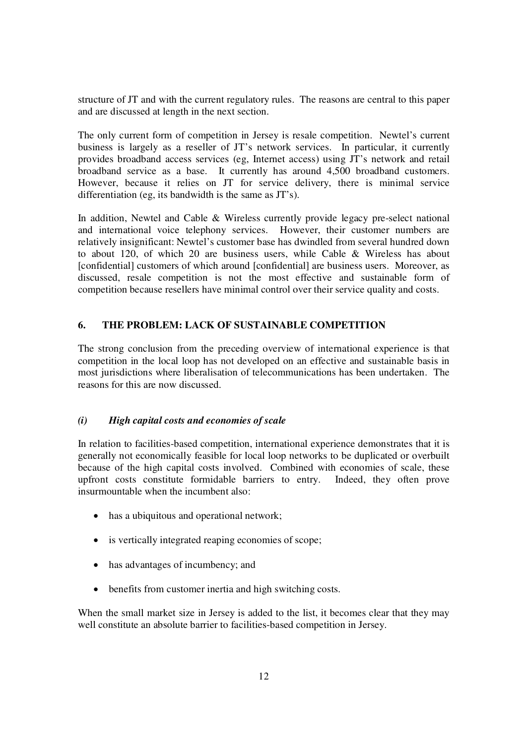structure of JT and with the current regulatory rules. The reasons are central to this paper and are discussed at length in the next section.

The only current form of competition in Jersey is resale competition. Newtel's current business is largely as a reseller of JT's network services. In particular, it currently provides broadband access services (eg, Internet access) using JT's network and retail broadband service as a base. It currently has around 4,500 broadband customers. However, because it relies on JT for service delivery, there is minimal service differentiation (eg, its bandwidth is the same as JT's).

In addition, Newtel and Cable & Wireless currently provide legacy pre-select national and international voice telephony services. However, their customer numbers are relatively insignificant: Newtel's customer base has dwindled from several hundred down to about 120, of which 20 are business users, while Cable & Wireless has about [confidential] customers of which around [confidential] are business users. Moreover, as discussed, resale competition is not the most effective and sustainable form of competition because resellers have minimal control over their service quality and costs.

## 6. THE PROBLEM: LACK OF SUSTAINABLE COMPETITION

The strong conclusion from the preceding overview of international experience is that competition in the local loop has not developed on an effective and sustainable basis in most jurisdictions where liberalisation of telecommunications has been undertaken. The reasons for this are now discussed.

### *(i) High capital costs and economies of scale*

In relation to facilities-based competition, international experience demonstrates that it is generally not economically feasible for local loop networks to be duplicated or overbuilt because of the high capital costs involved. Combined with economies of scale, these upfront costs constitute formidable barriers to entry. Indeed, they often prove insurmountable when the incumbent also:

- has a ubiquitous and operational network;
- is vertically integrated reaping economies of scope;
- has advantages of incumbency; and
- benefits from customer inertia and high switching costs.

When the small market size in Jersey is added to the list, it becomes clear that they may well constitute an absolute barrier to facilities-based competition in Jersey.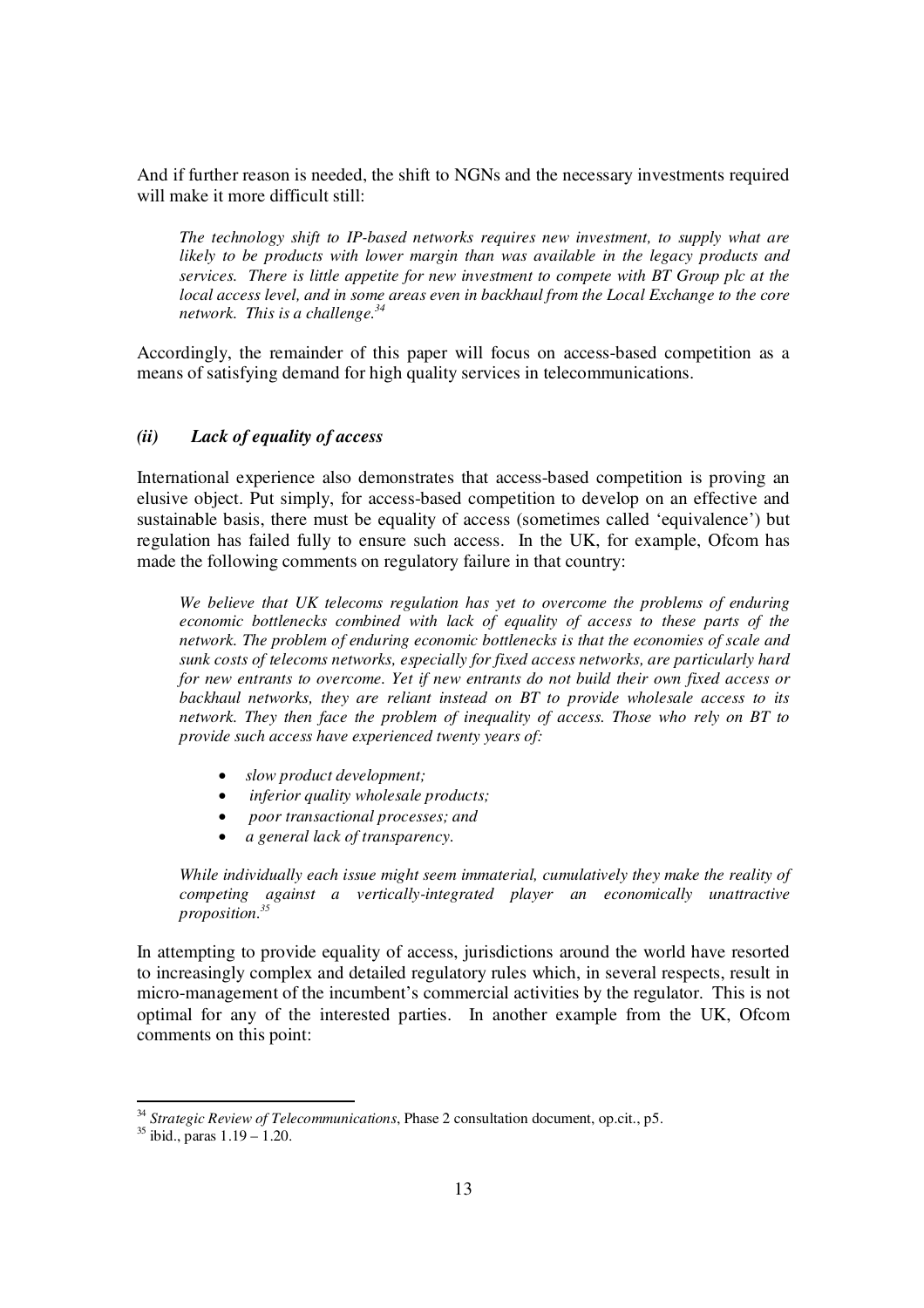And if further reason is needed, the shift to NGNs and the necessary investments required will make it more difficult still:

> *The technology shift to IP-based networks requires new investment, to supply what are likely to be products with lower margin than was available in the legacy products and services. There is little appetite for new investment to compete with BT Group plc at the local access level, and in some areas even in backhaul from the Local Exchange to the core network. This is a challenge.*[34]

Accordingly, the remainder of this paper will focus on access-based competition as a means of satisfying demand for high quality services in telecommunications.

### *(ii) Lack of equality of access*

International experience also demonstrates that access-based competition is proving an elusive object. Put simply, for access-based competition to develop on an effective and sustainable basis, there must be equality of access (sometimes called 'equivalence') but regulation has failed fully to ensure such access. In the UK, for example, Ofcom has made the following comments on regulatory failure in that country:

> *We believe that UK telecoms regulation has yet to overcome the problems of enduring economic bottlenecks combined with lack of equality of access to these parts of the network. The problem of enduring economic bottlenecks is that the economies of scale and sunk costs of telecoms networks, especially for fixed access networks, are particularly hard for new entrants to overcome. Yet if new entrants do not build their own fixed access or backhaul networks, they are reliant instead on BT to provide wholesale access to its network. They then face the problem of inequality of access. Those who rely on BT to provide such access have experienced twenty years of:*
>
> - *slow product development;*
> - *inferior quality wholesale products;*
> - *poor transactional processes; and*
> - *a general lack of transparency.*
>
> *While individually each issue might seem immaterial, cumulatively they make the reality of competing against a vertically-integrated player an economically unattractive proposition.*[35]

In attempting to provide equality of access, jurisdictions around the world have resorted to increasingly complex and detailed regulatory rules which, in several respects, result in micro-management of the incumbent's commercial activities by the regulator. This is not optimal for any of the interested parties. In another example from the UK, Ofcom comments on this point:

---

[34] *Strategic Review of Telecommunications*, Phase 2 consultation document, op.cit., p5.

[35] ibid., paras 1.19 – 1.20.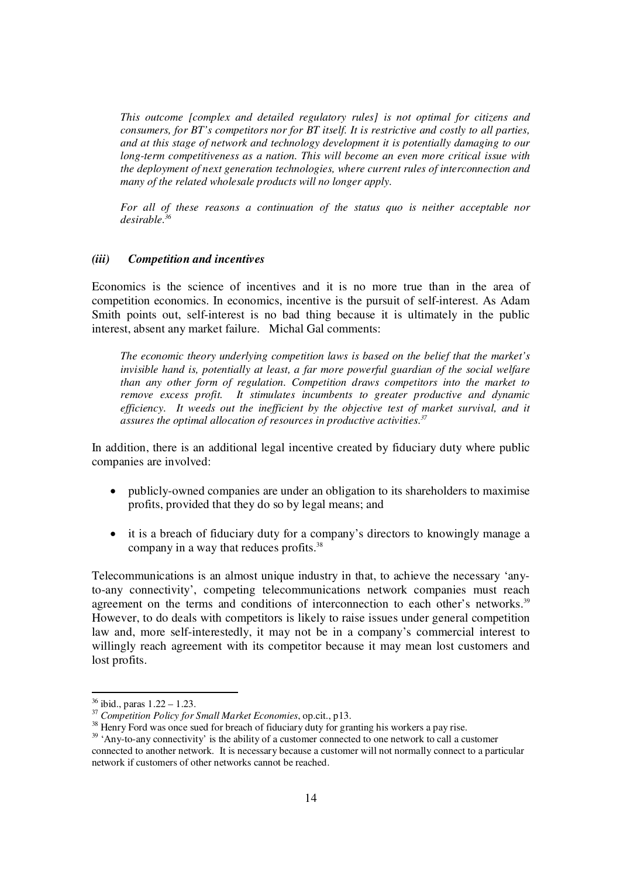*This outcome [complex and detailed regulatory rules] is not optimal for citizens and consumers, for BT's competitors nor for BT itself. It is restrictive and costly to all parties, and at this stage of network and technology development it is potentially damaging to our long-term competitiveness as a nation. This will become an even more critical issue with the deployment of next generation technologies, where current rules of interconnection and many of the related wholesale products will no longer apply.*

*For all of these reasons a continuation of the status quo is neither acceptable nor desirable.*[36]

### *(iii) Competition and incentives*

Economics is the science of incentives and it is no more true than in the area of competition economics. In economics, incentive is the pursuit of self-interest. As Adam Smith points out, self-interest is no bad thing because it is ultimately in the public interest, absent any market failure. Michal Gal comments:

*The economic theory underlying competition laws is based on the belief that the market's invisible hand is, potentially at least, a far more powerful guardian of the social welfare than any other form of regulation. Competition draws competitors into the market to remove excess profit. It stimulates incumbents to greater productive and dynamic efficiency. It weeds out the inefficient by the objective test of market survival, and it assures the optimal allocation of resources in productive activities.*[37]

In addition, there is an additional legal incentive created by fiduciary duty where public companies are involved:

- publicly-owned companies are under an obligation to its shareholders to maximise profits, provided that they do so by legal means; and
- it is a breach of fiduciary duty for a company's directors to knowingly manage a company in a way that reduces profits.[38]

Telecommunications is an almost unique industry in that, to achieve the necessary 'any-to-any connectivity', competing telecommunications network companies must reach agreement on the terms and conditions of interconnection to each other's networks.[39] However, to do deals with competitors is likely to raise issues under general competition law and, more self-interestedly, it may not be in a company's commercial interest to willingly reach agreement with its competitor because it may mean lost customers and lost profits.

---

[36] ibid., paras 1.22 – 1.23.

[37] *Competition Policy for Small Market Economies*, op.cit., p13.

[38] Henry Ford was once sued for breach of fiduciary duty for granting his workers a pay rise.

[39] 'Any-to-any connectivity' is the ability of a customer connected to one network to call a customer connected to another network. It is necessary because a customer will not normally connect to a particular network if customers of other networks cannot be reached.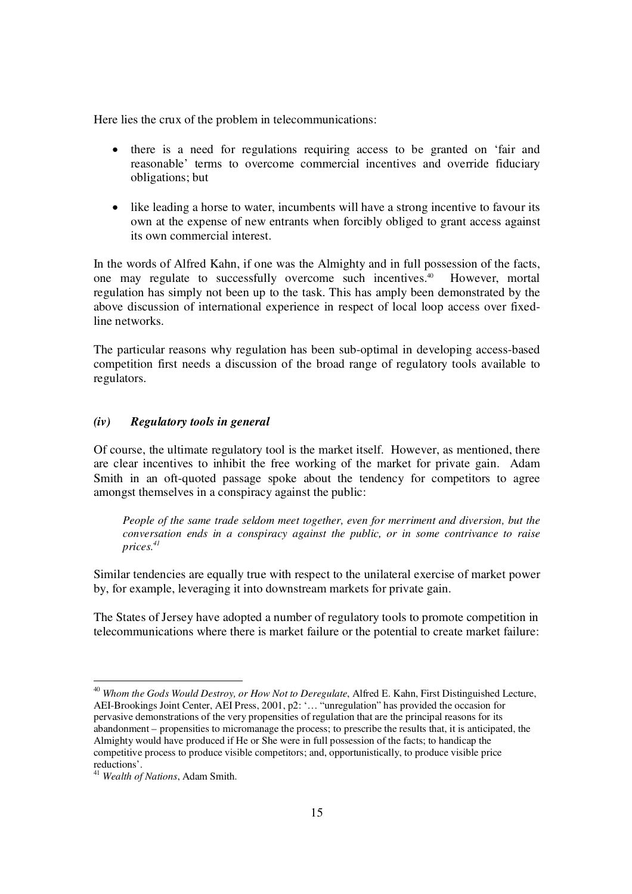Here lies the crux of the problem in telecommunications:

- there is a need for regulations requiring access to be granted on 'fair and reasonable' terms to overcome commercial incentives and override fiduciary obligations; but

- like leading a horse to water, incumbents will have a strong incentive to favour its own at the expense of new entrants when forcibly obliged to grant access against its own commercial interest.

In the words of Alfred Kahn, if one was the Almighty and in full possession of the facts, one may regulate to successfully overcome such incentives.[40] However, mortal regulation has simply not been up to the task. This has amply been demonstrated by the above discussion of international experience in respect of local loop access over fixed-line networks.

The particular reasons why regulation has been sub-optimal in developing access-based competition first needs a discussion of the broad range of regulatory tools available to regulators.

### *(iv) Regulatory tools in general*

Of course, the ultimate regulatory tool is the market itself. However, as mentioned, there are clear incentives to inhibit the free working of the market for private gain. Adam Smith in an oft-quoted passage spoke about the tendency for competitors to agree amongst themselves in a conspiracy against the public:

> *People of the same trade seldom meet together, even for merriment and diversion, but the conversation ends in a conspiracy against the public, or in some contrivance to raise prices.*[41]

Similar tendencies are equally true with respect to the unilateral exercise of market power by, for example, leveraging it into downstream markets for private gain.

The States of Jersey have adopted a number of regulatory tools to promote competition in telecommunications where there is market failure or the potential to create market failure:

---

[40] *Whom the Gods Would Destroy, or How Not to Deregulate*, Alfred E. Kahn, First Distinguished Lecture, AEI-Brookings Joint Center, AEI Press, 2001, p2: '… "unregulation" has provided the occasion for pervasive demonstrations of the very propensities of regulation that are the principal reasons for its abandonment – propensities to micromanage the process; to prescribe the results that, it is anticipated, the Almighty would have produced if He or She were in full possession of the facts; to handicap the competitive process to produce visible competitors; and, opportunistically, to produce visible price reductions'.

[41] *Wealth of Nations*, Adam Smith.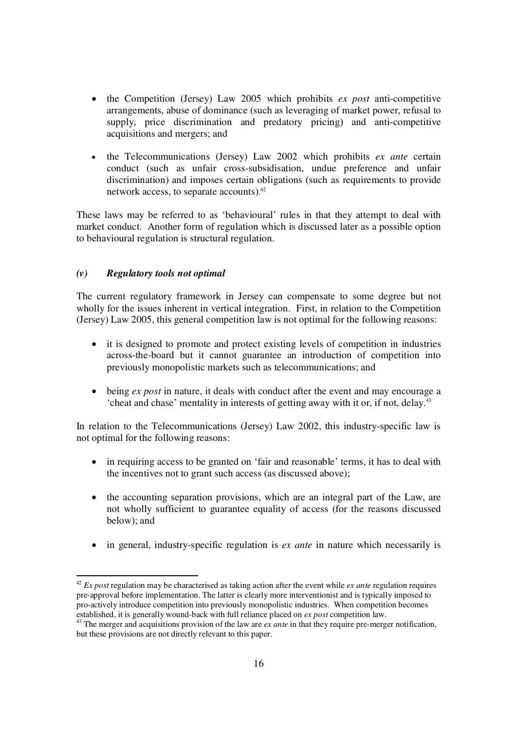- the Competition (Jersey) Law 2005 which prohibits *ex post* anti-competitive arrangements, abuse of dominance (such as leveraging of market power, refusal to supply, price discrimination and predatory pricing) and anti-competitive acquisitions and mergers; and

- the Telecommunications (Jersey) Law 2002 which prohibits *ex ante* certain conduct (such as unfair cross-subsidisation, undue preference and unfair discrimination) and imposes certain obligations (such as requirements to provide network access, to separate accounts).[42]

These laws may be referred to as 'behavioural' rules in that they attempt to deal with market conduct. Another form of regulation which is discussed later as a possible option to behavioural regulation is structural regulation.

### *(v) Regulatory tools not optimal*

The current regulatory framework in Jersey can compensate to some degree but not wholly for the issues inherent in vertical integration. First, in relation to the Competition (Jersey) Law 2005, this general competition law is not optimal for the following reasons:

- it is designed to promote and protect existing levels of competition in industries across-the-board but it cannot guarantee an introduction of competition into previously monopolistic markets such as telecommunications; and

- being *ex post* in nature, it deals with conduct after the event and may encourage a 'cheat and chase' mentality in interests of getting away with it or, if not, delay.[43]

In relation to the Telecommunications (Jersey) Law 2002, this industry-specific law is not optimal for the following reasons:

- in requiring access to be granted on 'fair and reasonable' terms, it has to deal with the incentives not to grant such access (as discussed above);

- the accounting separation provisions, which are an integral part of the Law, are not wholly sufficient to guarantee equality of access (for the reasons discussed below); and

- in general, industry-specific regulation is *ex ante* in nature which necessarily is

---

[42] *Ex post* regulation may be characterised as taking action after the event while *ex ante* regulation requires pre-approval before implementation. The latter is clearly more interventionist and is typically imposed to pro-actively introduce competition into previously monopolistic industries. When competition becomes established, it is generally wound-back with full reliance placed on *ex post* competition law.

[43] The merger and acquisitions provision of the law are *ex ante* in that they require pre-merger notification, but these provisions are not directly relevant to this paper.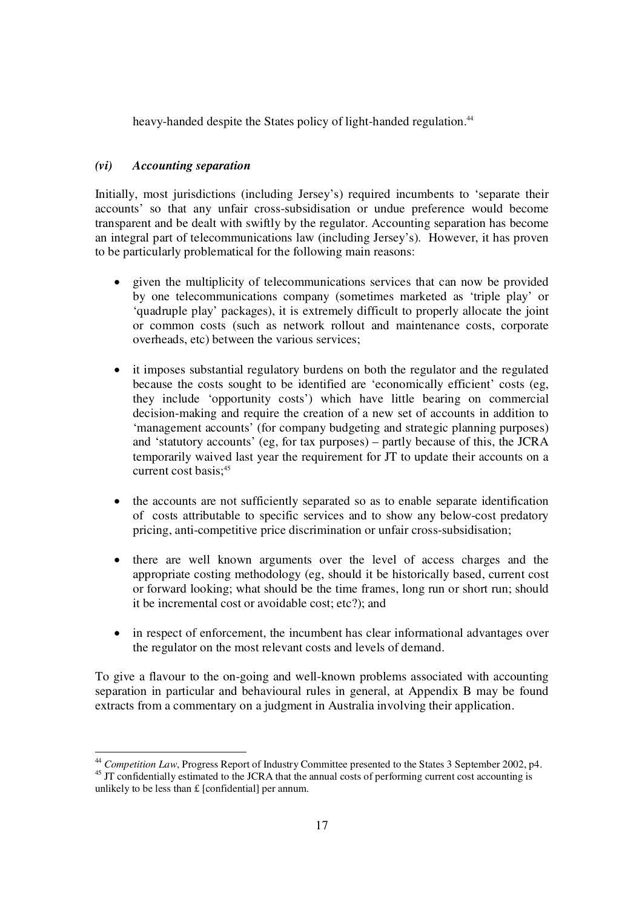heavy-handed despite the States policy of light-handed regulation.[44]

### *(vi) Accounting separation*

Initially, most jurisdictions (including Jersey's) required incumbents to 'separate their accounts' so that any unfair cross-subsidisation or undue preference would become transparent and be dealt with swiftly by the regulator. Accounting separation has become an integral part of telecommunications law (including Jersey's). However, it has proven to be particularly problematical for the following main reasons:

- given the multiplicity of telecommunications services that can now be provided by one telecommunications company (sometimes marketed as 'triple play' or 'quadruple play' packages), it is extremely difficult to properly allocate the joint or common costs (such as network rollout and maintenance costs, corporate overheads, etc) between the various services;

- it imposes substantial regulatory burdens on both the regulator and the regulated because the costs sought to be identified are 'economically efficient' costs (eg, they include 'opportunity costs') which have little bearing on commercial decision-making and require the creation of a new set of accounts in addition to 'management accounts' (for company budgeting and strategic planning purposes) and 'statutory accounts' (eg, for tax purposes) – partly because of this, the JCRA temporarily waived last year the requirement for JT to update their accounts on a current cost basis;[45]

- the accounts are not sufficiently separated so as to enable separate identification of costs attributable to specific services and to show any below-cost predatory pricing, anti-competitive price discrimination or unfair cross-subsidisation;

- there are well known arguments over the level of access charges and the appropriate costing methodology (eg, should it be historically based, current cost or forward looking; what should be the time frames, long run or short run; should it be incremental cost or avoidable cost; etc?); and

- in respect of enforcement, the incumbent has clear informational advantages over the regulator on the most relevant costs and levels of demand.

To give a flavour to the on-going and well-known problems associated with accounting separation in particular and behavioural rules in general, at Appendix B may be found extracts from a commentary on a judgment in Australia involving their application.

---

[44] *Competition Law*, Progress Report of Industry Committee presented to the States 3 September 2002, p4.

[45] JT confidentially estimated to the JCRA that the annual costs of performing current cost accounting is unlikely to be less than £ [confidential] per annum.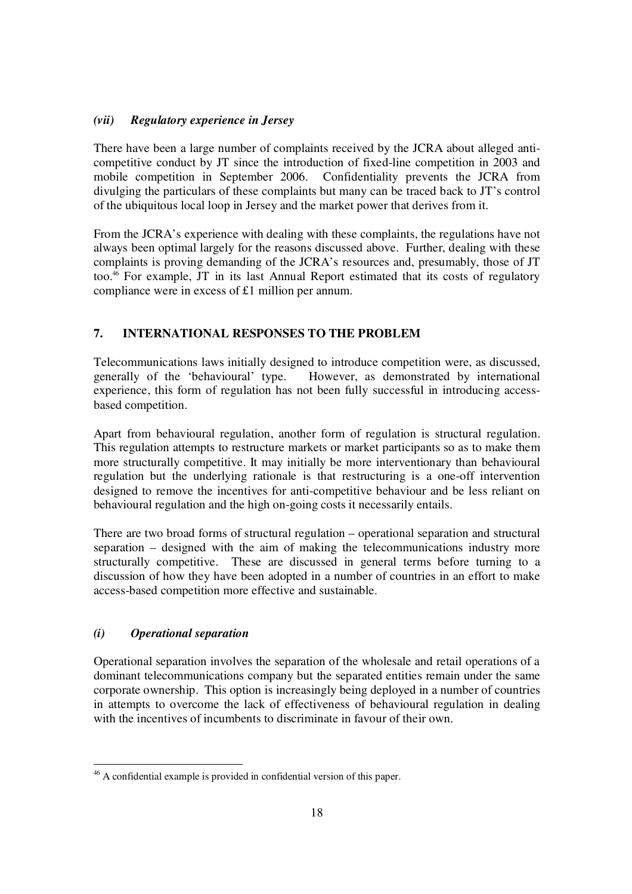### *(vii) Regulatory experience in Jersey*

There have been a large number of complaints received by the JCRA about alleged anti-competitive conduct by JT since the introduction of fixed-line competition in 2003 and mobile competition in September 2006. Confidentiality prevents the JCRA from divulging the particulars of these complaints but many can be traced back to JT's control of the ubiquitous local loop in Jersey and the market power that derives from it.

From the JCRA's experience with dealing with these complaints, the regulations have not always been optimal largely for the reasons discussed above. Further, dealing with these complaints is proving demanding of the JCRA's resources and, presumably, those of JT too.[46] For example, JT in its last Annual Report estimated that its costs of regulatory compliance were in excess of £1 million per annum.

## 7. INTERNATIONAL RESPONSES TO THE PROBLEM

Telecommunications laws initially designed to introduce competition were, as discussed, generally of the 'behavioural' type. However, as demonstrated by international experience, this form of regulation has not been fully successful in introducing access-based competition.

Apart from behavioural regulation, another form of regulation is structural regulation. This regulation attempts to restructure markets or market participants so as to make them more structurally competitive. It may initially be more interventionary than behavioural regulation but the underlying rationale is that restructuring is a one-off intervention designed to remove the incentives for anti-competitive behaviour and be less reliant on behavioural regulation and the high on-going costs it necessarily entails.

There are two broad forms of structural regulation – operational separation and structural separation – designed with the aim of making the telecommunications industry more structurally competitive. These are discussed in general terms before turning to a discussion of how they have been adopted in a number of countries in an effort to make access-based competition more effective and sustainable.

### *(i) Operational separation*

Operational separation involves the separation of the wholesale and retail operations of a dominant telecommunications company but the separated entities remain under the same corporate ownership. This option is increasingly being deployed in a number of countries in attempts to overcome the lack of effectiveness of behavioural regulation in dealing with the incentives of incumbents to discriminate in favour of their own.

---

[46] A confidential example is provided in confidential version of this paper.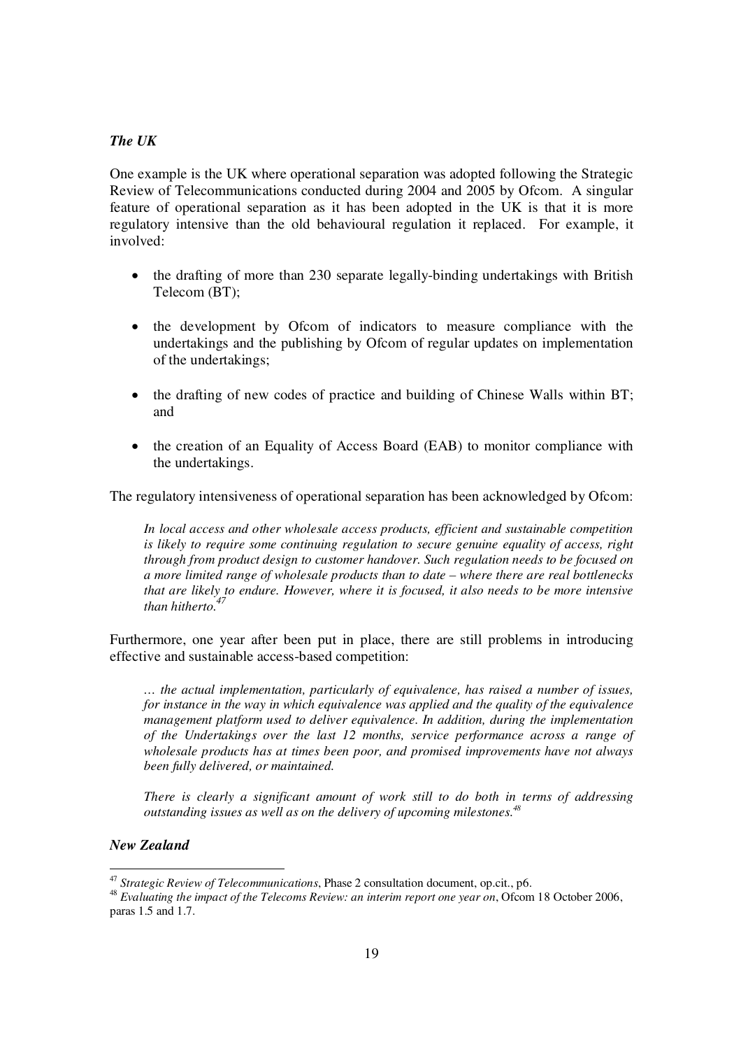### *The UK*

One example is the UK where operational separation was adopted following the Strategic Review of Telecommunications conducted during 2004 and 2005 by Ofcom. A singular feature of operational separation as it has been adopted in the UK is that it is more regulatory intensive than the old behavioural regulation it replaced. For example, it involved:

- the drafting of more than 230 separate legally-binding undertakings with British Telecom (BT);
- the development by Ofcom of indicators to measure compliance with the undertakings and the publishing by Ofcom of regular updates on implementation of the undertakings;
- the drafting of new codes of practice and building of Chinese Walls within BT; and
- the creation of an Equality of Access Board (EAB) to monitor compliance with the undertakings.

The regulatory intensiveness of operational separation has been acknowledged by Ofcom:

> *In local access and other wholesale access products, efficient and sustainable competition is likely to require some continuing regulation to secure genuine equality of access, right through from product design to customer handover. Such regulation needs to be focused on a more limited range of wholesale products than to date – where there are real bottlenecks that are likely to endure. However, where it is focused, it also needs to be more intensive than hitherto.*[47]

Furthermore, one year after been put in place, there are still problems in introducing effective and sustainable access-based competition:

> *… the actual implementation, particularly of equivalence, has raised a number of issues, for instance in the way in which equivalence was applied and the quality of the equivalence management platform used to deliver equivalence. In addition, during the implementation of the Undertakings over the last 12 months, service performance across a range of wholesale products has at times been poor, and promised improvements have not always been fully delivered, or maintained.*
>
> *There is clearly a significant amount of work still to do both in terms of addressing outstanding issues as well as on the delivery of upcoming milestones.*[48]

### *New Zealand*

---

[47] *Strategic Review of Telecommunications*, Phase 2 consultation document, op.cit., p6.

[48] *Evaluating the impact of the Telecoms Review: an interim report one year on*, Ofcom 18 October 2006, paras 1.5 and 1.7.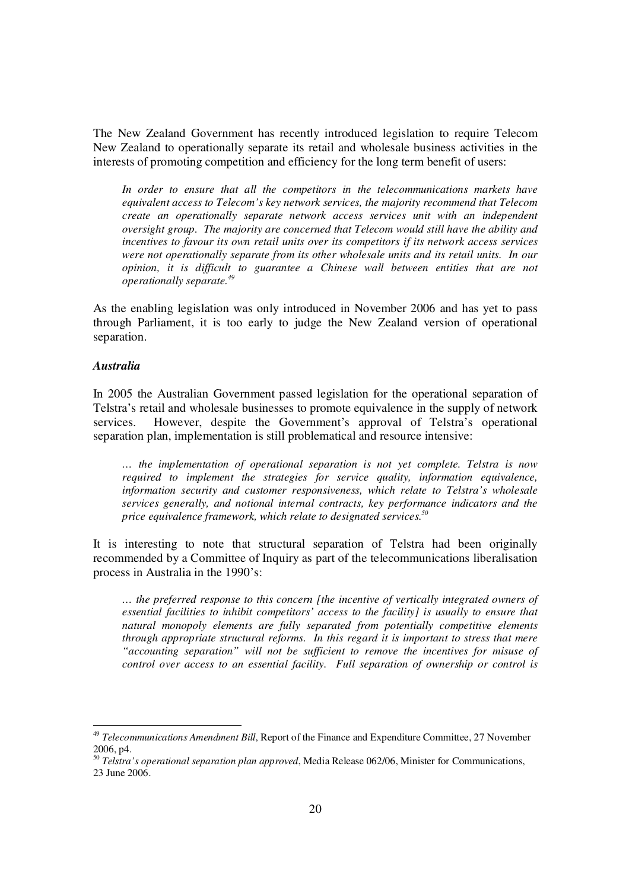The New Zealand Government has recently introduced legislation to require Telecom New Zealand to operationally separate its retail and wholesale business activities in the interests of promoting competition and efficiency for the long term benefit of users:

> *In order to ensure that all the competitors in the telecommunications markets have equivalent access to Telecom's key network services, the majority recommend that Telecom create an operationally separate network access services unit with an independent oversight group. The majority are concerned that Telecom would still have the ability and incentives to favour its own retail units over its competitors if its network access services were not operationally separate from its other wholesale units and its retail units. In our opinion, it is difficult to guarantee a Chinese wall between entities that are not operationally separate.*[49]

As the enabling legislation was only introduced in November 2006 and has yet to pass through Parliament, it is too early to judge the New Zealand version of operational separation.

### *Australia*

In 2005 the Australian Government passed legislation for the operational separation of Telstra's retail and wholesale businesses to promote equivalence in the supply of network services. However, despite the Government's approval of Telstra's operational separation plan, implementation is still problematical and resource intensive:

> *… the implementation of operational separation is not yet complete. Telstra is now required to implement the strategies for service quality, information equivalence, information security and customer responsiveness, which relate to Telstra's wholesale services generally, and notional internal contracts, key performance indicators and the price equivalence framework, which relate to designated services.*[50]

It is interesting to note that structural separation of Telstra had been originally recommended by a Committee of Inquiry as part of the telecommunications liberalisation process in Australia in the 1990's:

> *… the preferred response to this concern [the incentive of vertically integrated owners of essential facilities to inhibit competitors' access to the facility] is usually to ensure that natural monopoly elements are fully separated from potentially competitive elements through appropriate structural reforms. In this regard it is important to stress that mere "accounting separation" will not be sufficient to remove the incentives for misuse of control over access to an essential facility. Full separation of ownership or control is*

---

[49] *Telecommunications Amendment Bill*, Report of the Finance and Expenditure Committee, 27 November 2006, p4.

[50] *Telstra's operational separation plan approved*, Media Release 062/06, Minister for Communications, 23 June 2006.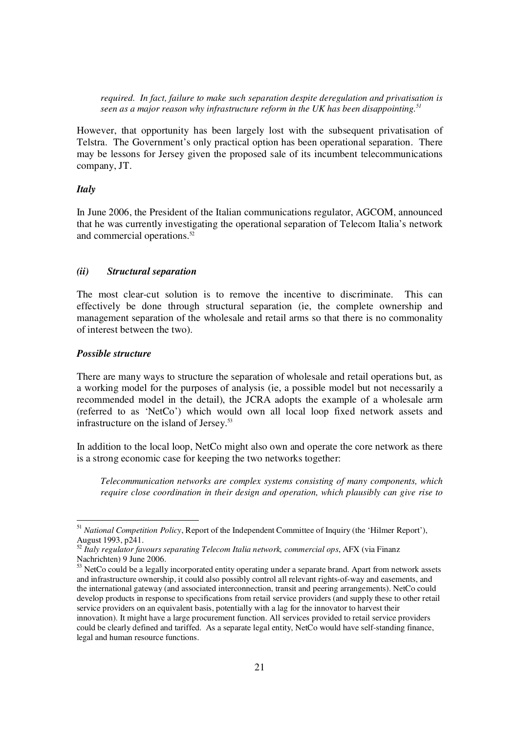*required. In fact, failure to make such separation despite deregulation and privatisation is seen as a major reason why infrastructure reform in the UK has been disappointing.*[51]

However, that opportunity has been largely lost with the subsequent privatisation of Telstra. The Government's only practical option has been operational separation. There may be lessons for Jersey given the proposed sale of its incumbent telecommunications company, JT.

***Italy***

In June 2006, the President of the Italian communications regulator, AGCOM, announced that he was currently investigating the operational separation of Telecom Italia's network and commercial operations.[52]

***(ii) Structural separation***

The most clear-cut solution is to remove the incentive to discriminate. This can effectively be done through structural separation (ie, the complete ownership and management separation of the wholesale and retail arms so that there is no commonality of interest between the two).

***Possible structure***

There are many ways to structure the separation of wholesale and retail operations but, as a working model for the purposes of analysis (ie, a possible model but not necessarily a recommended model in the detail), the JCRA adopts the example of a wholesale arm (referred to as 'NetCo') which would own all local loop fixed network assets and infrastructure on the island of Jersey.[53]

In addition to the local loop, NetCo might also own and operate the core network as there is a strong economic case for keeping the two networks together:

*Telecommunication networks are complex systems consisting of many components, which require close coordination in their design and operation, which plausibly can give rise to*

---

[51] *National Competition Policy*, Report of the Independent Committee of Inquiry (the 'Hilmer Report'), August 1993, p241.

[52] *Italy regulator favours separating Telecom Italia network, commercial ops*, AFX (via Finanz Nachrichten) 9 June 2006.

[53] NetCo could be a legally incorporated entity operating under a separate brand. Apart from network assets and infrastructure ownership, it could also possibly control all relevant rights-of-way and easements, and the international gateway (and associated interconnection, transit and peering arrangements). NetCo could develop products in response to specifications from retail service providers (and supply these to other retail service providers on an equivalent basis, potentially with a lag for the innovator to harvest their innovation). It might have a large procurement function. All services provided to retail service providers could be clearly defined and tariffed. As a separate legal entity, NetCo would have self-standing finance, legal and human resource functions.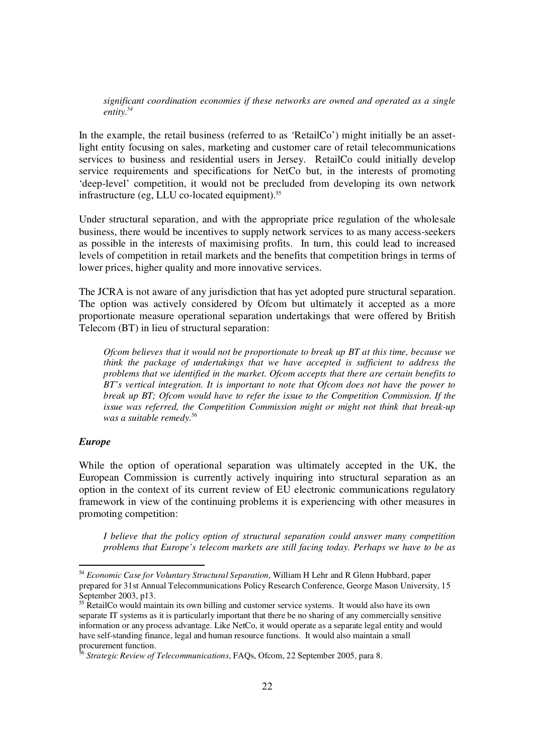*significant coordination economies if these networks are owned and operated as a single entity.*[54]

In the example, the retail business (referred to as 'RetailCo') might initially be an asset-light entity focusing on sales, marketing and customer care of retail telecommunications services to business and residential users in Jersey. RetailCo could initially develop service requirements and specifications for NetCo but, in the interests of promoting 'deep-level' competition, it would not be precluded from developing its own network infrastructure (eg, LLU co-located equipment).[55]

Under structural separation, and with the appropriate price regulation of the wholesale business, there would be incentives to supply network services to as many access-seekers as possible in the interests of maximising profits. In turn, this could lead to increased levels of competition in retail markets and the benefits that competition brings in terms of lower prices, higher quality and more innovative services.

The JCRA is not aware of any jurisdiction that has yet adopted pure structural separation. The option was actively considered by Ofcom but ultimately it accepted as a more proportionate measure operational separation undertakings that were offered by British Telecom (BT) in lieu of structural separation:

> *Ofcom believes that it would not be proportionate to break up BT at this time, because we think the package of undertakings that we have accepted is sufficient to address the problems that we identified in the market. Ofcom accepts that there are certain benefits to BT's vertical integration. It is important to note that Ofcom does not have the power to break up BT; Ofcom would have to refer the issue to the Competition Commission. If the issue was referred, the Competition Commission might or might not think that break-up was a suitable remedy.*[56]

### *Europe*

While the option of operational separation was ultimately accepted in the UK, the European Commission is currently actively inquiring into structural separation as an option in the context of its current review of EU electronic communications regulatory framework in view of the continuing problems it is experiencing with other measures in promoting competition:

> *I believe that the policy option of structural separation could answer many competition problems that Europe's telecom markets are still facing today. Perhaps we have to be as*

---

[54] *Economic Case for Voluntary Structural Separation*, William H Lehr and R Glenn Hubbard, paper prepared for 31st Annual Telecommunications Policy Research Conference, George Mason University, 15 September 2003, p13.

[55] RetailCo would maintain its own billing and customer service systems. It would also have its own separate IT systems as it is particularly important that there be no sharing of any commercially sensitive information or any process advantage. Like NetCo, it would operate as a separate legal entity and would have self-standing finance, legal and human resource functions. It would also maintain a small procurement function.

[56] *Strategic Review of Telecommunications*, FAQs, Ofcom, 22 September 2005, para 8.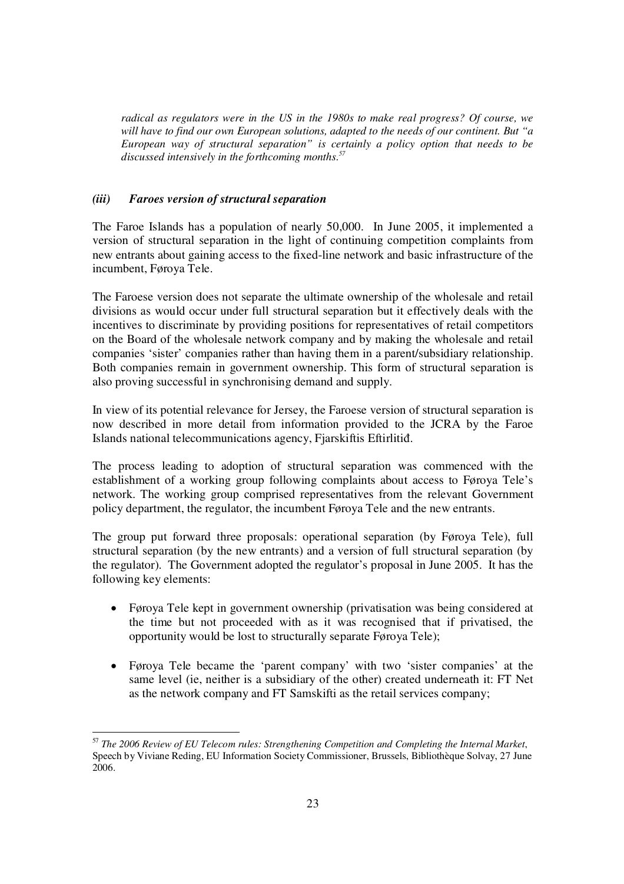*radical as regulators were in the US in the 1980s to make real progress? Of course, we will have to find our own European solutions, adapted to the needs of our continent. But "a European way of structural separation" is certainly a policy option that needs to be discussed intensively in the forthcoming months.*[57]

### *(iii) Faroes version of structural separation*

The Faroe Islands has a population of nearly 50,000. In June 2005, it implemented a version of structural separation in the light of continuing competition complaints from new entrants about gaining access to the fixed-line network and basic infrastructure of the incumbent, Føroya Tele.

The Faroese version does not separate the ultimate ownership of the wholesale and retail divisions as would occur under full structural separation but it effectively deals with the incentives to discriminate by providing positions for representatives of retail competitors on the Board of the wholesale network company and by making the wholesale and retail companies 'sister' companies rather than having them in a parent/subsidiary relationship. Both companies remain in government ownership. This form of structural separation is also proving successful in synchronising demand and supply.

In view of its potential relevance for Jersey, the Faroese version of structural separation is now described in more detail from information provided to the JCRA by the Faroe Islands national telecommunications agency, Fjarskiftis Eftirlitið.

The process leading to adoption of structural separation was commenced with the establishment of a working group following complaints about access to Føroya Tele's network. The working group comprised representatives from the relevant Government policy department, the regulator, the incumbent Føroya Tele and the new entrants.

The group put forward three proposals: operational separation (by Føroya Tele), full structural separation (by the new entrants) and a version of full structural separation (by the regulator). The Government adopted the regulator's proposal in June 2005. It has the following key elements:

- Føroya Tele kept in government ownership (privatisation was being considered at the time but not proceeded with as it was recognised that if privatised, the opportunity would be lost to structurally separate Føroya Tele);
- Føroya Tele became the 'parent company' with two 'sister companies' at the same level (ie, neither is a subsidiary of the other) created underneath it: FT Net as the network company and FT Samskifti as the retail services company;

[57] *The 2006 Review of EU Telecom rules: Strengthening Competition and Completing the Internal Market*, Speech by Viviane Reding, EU Information Society Commissioner, Brussels, Bibliothèque Solvay, 27 June 2006.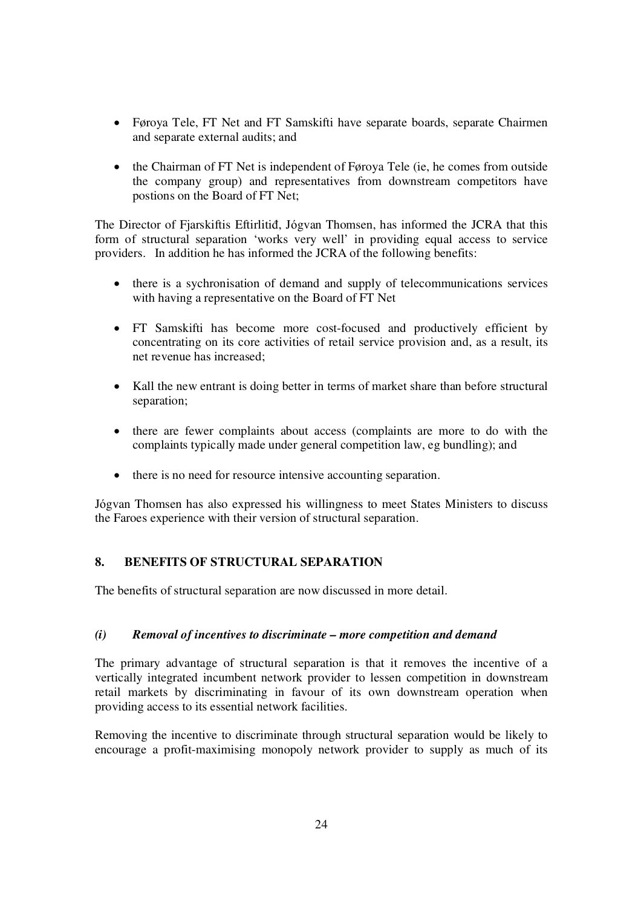- Føroya Tele, FT Net and FT Samskifti have separate boards, separate Chairmen and separate external audits; and

- the Chairman of FT Net is independent of Føroya Tele (ie, he comes from outside the company group) and representatives from downstream competitors have postions on the Board of FT Net;

The Director of Fjarskiftis Eftirlitið, Jógvan Thomsen, has informed the JCRA that this form of structural separation 'works very well' in providing equal access to service providers. In addition he has informed the JCRA of the following benefits:

- there is a sychronisation of demand and supply of telecommunications services with having a representative on the Board of FT Net

- FT Samskifti has become more cost-focused and productively efficient by concentrating on its core activities of retail service provision and, as a result, its net revenue has increased;

- Kall the new entrant is doing better in terms of market share than before structural separation;

- there are fewer complaints about access (complaints are more to do with the complaints typically made under general competition law, eg bundling); and

- there is no need for resource intensive accounting separation.

Jógvan Thomsen has also expressed his willingness to meet States Ministers to discuss the Faroes experience with their version of structural separation.

## 8. BENEFITS OF STRUCTURAL SEPARATION

The benefits of structural separation are now discussed in more detail.

### *(i) Removal of incentives to discriminate – more competition and demand*

The primary advantage of structural separation is that it removes the incentive of a vertically integrated incumbent network provider to lessen competition in downstream retail markets by discriminating in favour of its own downstream operation when providing access to its essential network facilities.

Removing the incentive to discriminate through structural separation would be likely to encourage a profit-maximising monopoly network provider to supply as much of its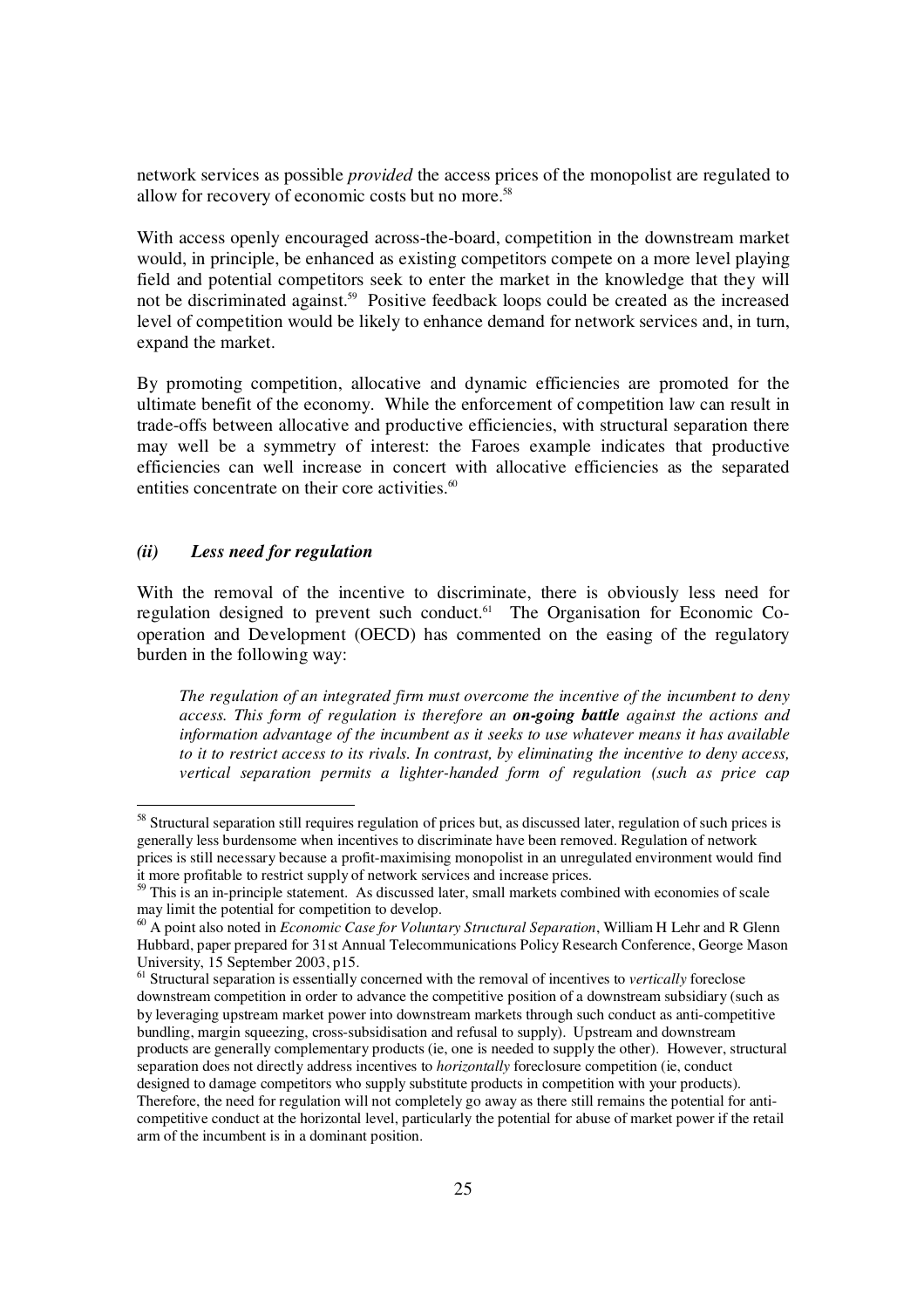network services as possible *provided* the access prices of the monopolist are regulated to allow for recovery of economic costs but no more.[58]

With access openly encouraged across-the-board, competition in the downstream market would, in principle, be enhanced as existing competitors compete on a more level playing field and potential competitors seek to enter the market in the knowledge that they will not be discriminated against.[59] Positive feedback loops could be created as the increased level of competition would be likely to enhance demand for network services and, in turn, expand the market.

By promoting competition, allocative and dynamic efficiencies are promoted for the ultimate benefit of the economy. While the enforcement of competition law can result in trade-offs between allocative and productive efficiencies, with structural separation there may well be a symmetry of interest: the Faroes example indicates that productive efficiencies can well increase in concert with allocative efficiencies as the separated entities concentrate on their core activities.[60]

### *(ii) Less need for regulation*

With the removal of the incentive to discriminate, there is obviously less need for regulation designed to prevent such conduct.[61] The Organisation for Economic Co-operation and Development (OECD) has commented on the easing of the regulatory burden in the following way:

> *The regulation of an integrated firm must overcome the incentive of the incumbent to deny access. This form of regulation is therefore an* ***on-going battle*** *against the actions and information advantage of the incumbent as it seeks to use whatever means it has available to it to restrict access to its rivals. In contrast, by eliminating the incentive to deny access, vertical separation permits a lighter-handed form of regulation (such as price cap*

---

[58] Structural separation still requires regulation of prices but, as discussed later, regulation of such prices is generally less burdensome when incentives to discriminate have been removed. Regulation of network prices is still necessary because a profit-maximising monopolist in an unregulated environment would find it more profitable to restrict supply of network services and increase prices.

[59] This is an in-principle statement. As discussed later, small markets combined with economies of scale may limit the potential for competition to develop.

[60] A point also noted in *Economic Case for Voluntary Structural Separation*, William H Lehr and R Glenn Hubbard, paper prepared for 31st Annual Telecommunications Policy Research Conference, George Mason University, 15 September 2003, p15.

[61] Structural separation is essentially concerned with the removal of incentives to *vertically* foreclose downstream competition in order to advance the competitive position of a downstream subsidiary (such as by leveraging upstream market power into downstream markets through such conduct as anti-competitive bundling, margin squeezing, cross-subsidisation and refusal to supply). Upstream and downstream products are generally complementary products (ie, one is needed to supply the other). However, structural separation does not directly address incentives to *horizontally* foreclosure competition (ie, conduct designed to damage competitors who supply substitute products in competition with your products). Therefore, the need for regulation will not completely go away as there still remains the potential for anti-competitive conduct at the horizontal level, particularly the potential for abuse of market power if the retail arm of the incumbent is in a dominant position.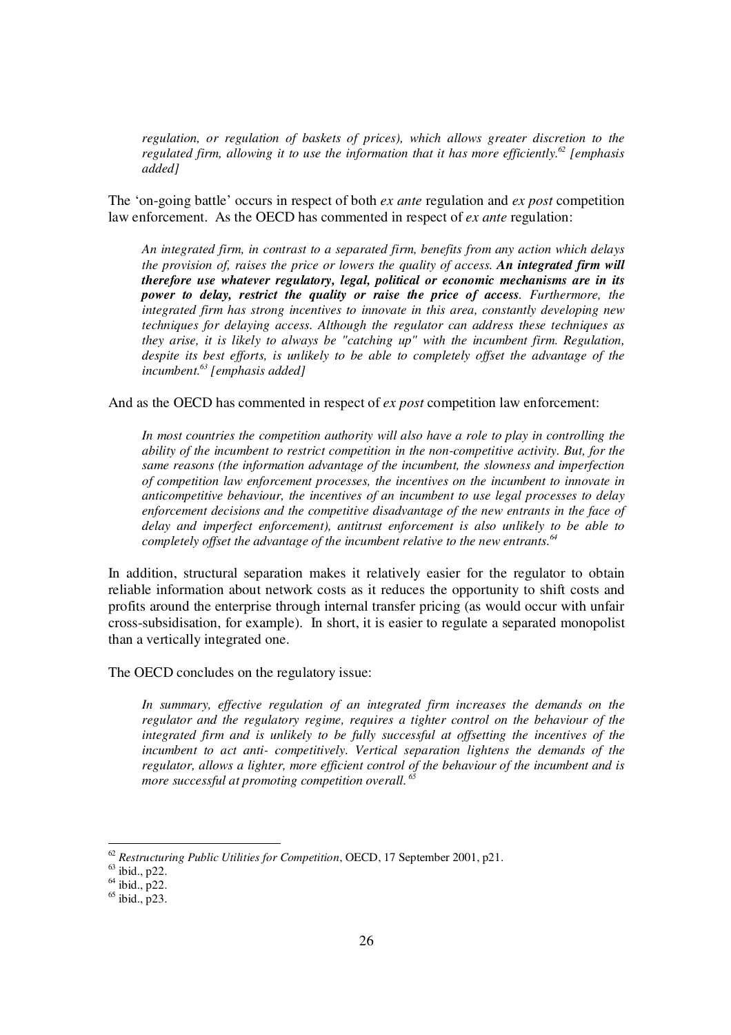> *regulation, or regulation of baskets of prices), which allows greater discretion to the regulated firm, allowing it to use the information that it has more efficiently.*[62] *[emphasis added]*

The 'on-going battle' occurs in respect of both *ex ante* regulation and *ex post* competition law enforcement. As the OECD has commented in respect of *ex ante* regulation:

> *An integrated firm, in contrast to a separated firm, benefits from any action which delays the provision of, raises the price or lowers the quality of access.* ***An integrated firm will therefore use whatever regulatory, legal, political or economic mechanisms are in its power to delay, restrict the quality or raise the price of access.*** *Furthermore, the integrated firm has strong incentives to innovate in this area, constantly developing new techniques for delaying access. Although the regulator can address these techniques as they arise, it is likely to always be "catching up" with the incumbent firm. Regulation, despite its best efforts, is unlikely to be able to completely offset the advantage of the incumbent.*[63] *[emphasis added]*

And as the OECD has commented in respect of *ex post* competition law enforcement:

> *In most countries the competition authority will also have a role to play in controlling the ability of the incumbent to restrict competition in the non-competitive activity. But, for the same reasons (the information advantage of the incumbent, the slowness and imperfection of competition law enforcement processes, the incentives on the incumbent to innovate in anticompetitive behaviour, the incentives of an incumbent to use legal processes to delay enforcement decisions and the competitive disadvantage of the new entrants in the face of delay and imperfect enforcement), antitrust enforcement is also unlikely to be able to completely offset the advantage of the incumbent relative to the new entrants.*[64]

In addition, structural separation makes it relatively easier for the regulator to obtain reliable information about network costs as it reduces the opportunity to shift costs and profits around the enterprise through internal transfer pricing (as would occur with unfair cross-subsidisation, for example). In short, it is easier to regulate a separated monopolist than a vertically integrated one.

The OECD concludes on the regulatory issue:

> *In summary, effective regulation of an integrated firm increases the demands on the regulator and the regulatory regime, requires a tighter control on the behaviour of the integrated firm and is unlikely to be fully successful at offsetting the incentives of the incumbent to act anti- competitively. Vertical separation lightens the demands of the regulator, allows a lighter, more efficient control of the behaviour of the incumbent and is more successful at promoting competition overall.*[65]

---

[62] *Restructuring Public Utilities for Competition*, OECD, 17 September 2001, p21.

[63] ibid., p22.

[64] ibid., p22.

[65] ibid., p23.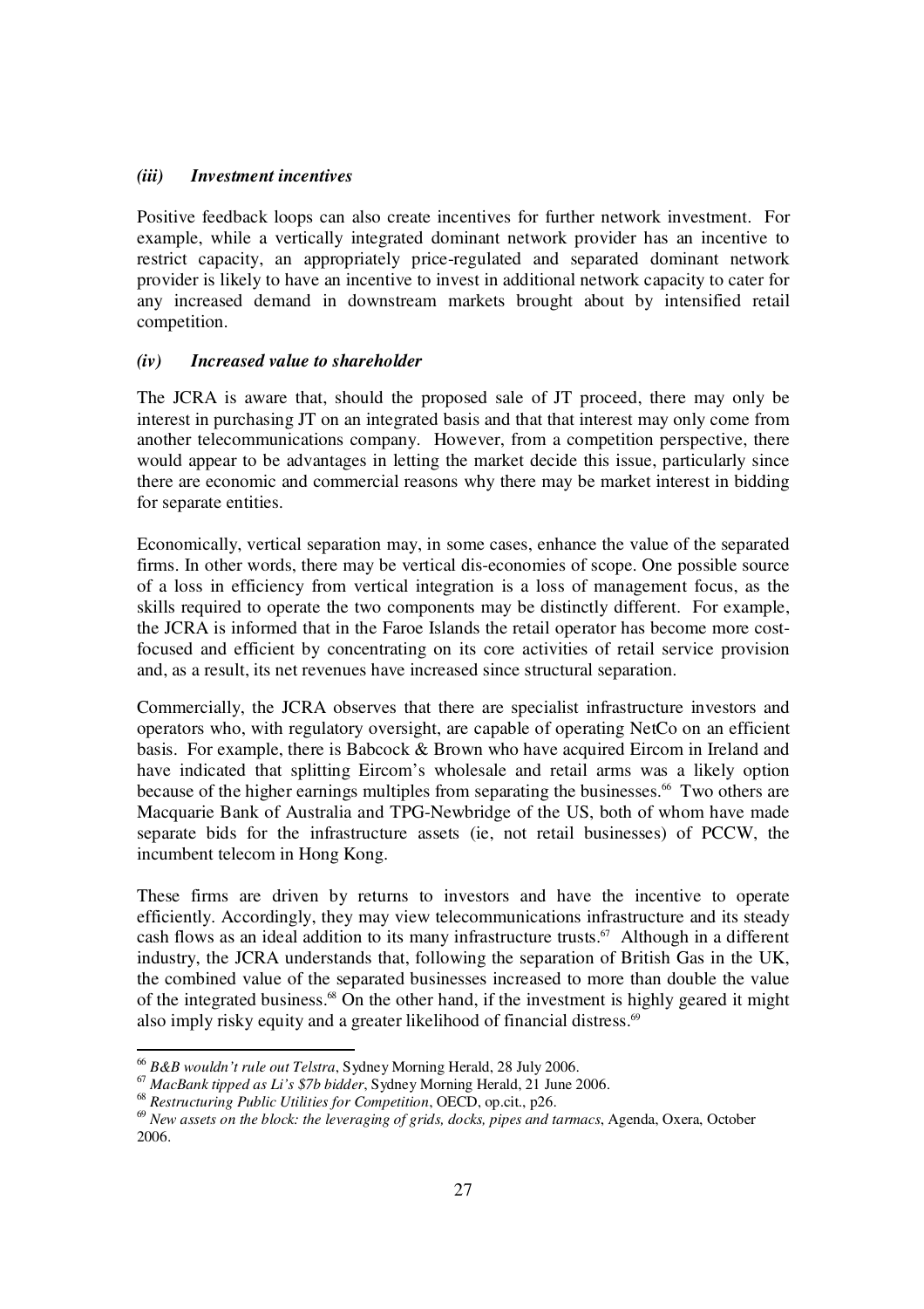#### *(iii) Investment incentives*

Positive feedback loops can also create incentives for further network investment. For example, while a vertically integrated dominant network provider has an incentive to restrict capacity, an appropriately price-regulated and separated dominant network provider is likely to have an incentive to invest in additional network capacity to cater for any increased demand in downstream markets brought about by intensified retail competition.

#### *(iv) Increased value to shareholder*

The JCRA is aware that, should the proposed sale of JT proceed, there may only be interest in purchasing JT on an integrated basis and that that interest may only come from another telecommunications company. However, from a competition perspective, there would appear to be advantages in letting the market decide this issue, particularly since there are economic and commercial reasons why there may be market interest in bidding for separate entities.

Economically, vertical separation may, in some cases, enhance the value of the separated firms. In other words, there may be vertical dis-economies of scope. One possible source of a loss in efficiency from vertical integration is a loss of management focus, as the skills required to operate the two components may be distinctly different. For example, the JCRA is informed that in the Faroe Islands the retail operator has become more cost-focused and efficient by concentrating on its core activities of retail service provision and, as a result, its net revenues have increased since structural separation.

Commercially, the JCRA observes that there are specialist infrastructure investors and operators who, with regulatory oversight, are capable of operating NetCo on an efficient basis. For example, there is Babcock & Brown who have acquired Eircom in Ireland and have indicated that splitting Eircom's wholesale and retail arms was a likely option because of the higher earnings multiples from separating the businesses.[66] Two others are Macquarie Bank of Australia and TPG-Newbridge of the US, both of whom have made separate bids for the infrastructure assets (ie, not retail businesses) of PCCW, the incumbent telecom in Hong Kong.

These firms are driven by returns to investors and have the incentive to operate efficiently. Accordingly, they may view telecommunications infrastructure and its steady cash flows as an ideal addition to its many infrastructure trusts.[67] Although in a different industry, the JCRA understands that, following the separation of British Gas in the UK, the combined value of the separated businesses increased to more than double the value of the integrated business.[68] On the other hand, if the investment is highly geared it might also imply risky equity and a greater likelihood of financial distress.[69]

---

[66] *B&B wouldn't rule out Telstra*, Sydney Morning Herald, 28 July 2006.

[67] *MacBank tipped as Li's $7b bidder*, Sydney Morning Herald, 21 June 2006.

[68] *Restructuring Public Utilities for Competition*, OECD, op.cit., p26.

[69] *New assets on the block: the leveraging of grids, docks, pipes and tarmacs*, Agenda, Oxera, October 2006.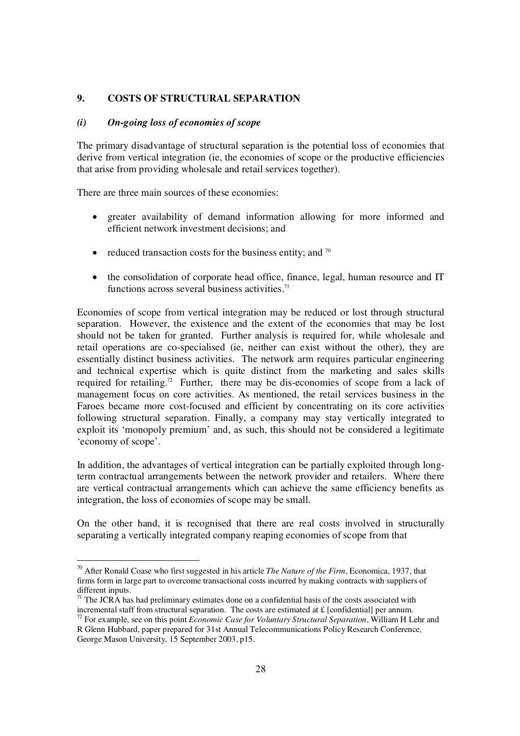## 9. COSTS OF STRUCTURAL SEPARATION

### *(i) On-going loss of economies of scope*

The primary disadvantage of structural separation is the potential loss of economies that derive from vertical integration (ie, the economies of scope or the productive efficiencies that arise from providing wholesale and retail services together).

There are three main sources of these economies:

- greater availability of demand information allowing for more informed and efficient network investment decisions; and
- reduced transaction costs for the business entity; and [70]
- the consolidation of corporate head office, finance, legal, human resource and IT functions across several business activities.[71]

Economies of scope from vertical integration may be reduced or lost through structural separation. However, the existence and the extent of the economies that may be lost should not be taken for granted. Further analysis is required for, while wholesale and retail operations are co-specialised (ie, neither can exist without the other), they are essentially distinct business activities. The network arm requires particular engineering and technical expertise which is quite distinct from the marketing and sales skills required for retailing.[72] Further, there may be dis-economies of scope from a lack of management focus on core activities. As mentioned, the retail services business in the Faroes became more cost-focused and efficient by concentrating on its core activities following structural separation. Finally, a company may stay vertically integrated to exploit its 'monopoly premium' and, as such, this should not be considered a legitimate 'economy of scope'.

In addition, the advantages of vertical integration can be partially exploited through long-term contractual arrangements between the network provider and retailers. Where there are vertical contractual arrangements which can achieve the same efficiency benefits as integration, the loss of economies of scope may be small.

On the other hand, it is recognised that there are real costs involved in structurally separating a vertically integrated company reaping economies of scope from that

---

[70] After Ronald Coase who first suggested in his article *The Nature of the Firm*, Economica, 1937, that firms form in large part to overcome transactional costs incurred by making contracts with suppliers of different inputs.

[71] The JCRA has had preliminary estimates done on a confidential basis of the costs associated with incremental staff from structural separation. The costs are estimated at £ [confidential] per annum.

[72] For example, see on this point *Economic Case for Voluntary Structural Separation*, William H Lehr and R Glenn Hubbard, paper prepared for 31st Annual Telecommunications Policy Research Conference, George Mason University, 15 September 2003, p15.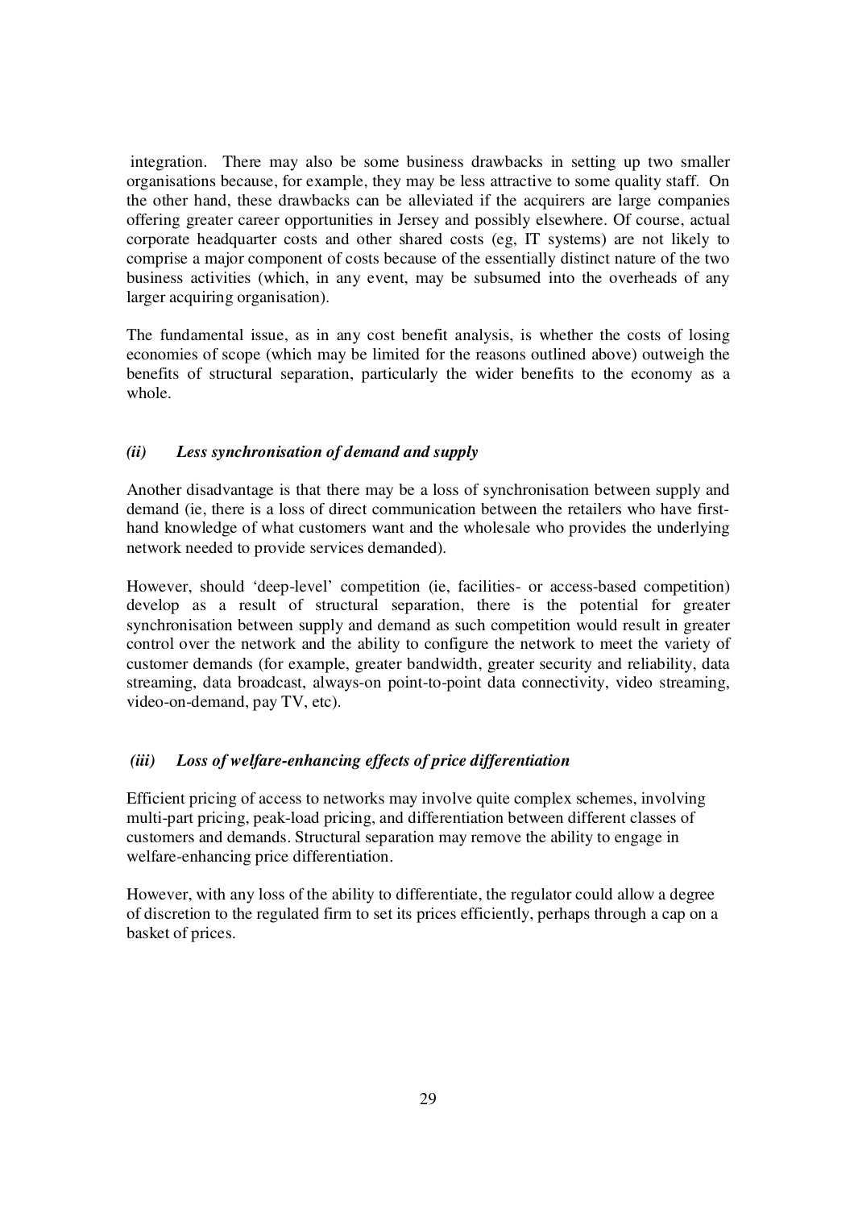integration. There may also be some business drawbacks in setting up two smaller organisations because, for example, they may be less attractive to some quality staff. On the other hand, these drawbacks can be alleviated if the acquirers are large companies offering greater career opportunities in Jersey and possibly elsewhere. Of course, actual corporate headquarter costs and other shared costs (eg, IT systems) are not likely to comprise a major component of costs because of the essentially distinct nature of the two business activities (which, in any event, may be subsumed into the overheads of any larger acquiring organisation).

The fundamental issue, as in any cost benefit analysis, is whether the costs of losing economies of scope (which may be limited for the reasons outlined above) outweigh the benefits of structural separation, particularly the wider benefits to the economy as a whole.

### *(ii) Less synchronisation of demand and supply*

Another disadvantage is that there may be a loss of synchronisation between supply and demand (ie, there is a loss of direct communication between the retailers who have first-hand knowledge of what customers want and the wholesale who provides the underlying network needed to provide services demanded).

However, should 'deep-level' competition (ie, facilities- or access-based competition) develop as a result of structural separation, there is the potential for greater synchronisation between supply and demand as such competition would result in greater control over the network and the ability to configure the network to meet the variety of customer demands (for example, greater bandwidth, greater security and reliability, data streaming, data broadcast, always-on point-to-point data connectivity, video streaming, video-on-demand, pay TV, etc).

### *(iii) Loss of welfare-enhancing effects of price differentiation*

Efficient pricing of access to networks may involve quite complex schemes, involving multi-part pricing, peak-load pricing, and differentiation between different classes of customers and demands. Structural separation may remove the ability to engage in welfare-enhancing price differentiation.

However, with any loss of the ability to differentiate, the regulator could allow a degree of discretion to the regulated firm to set its prices efficiently, perhaps through a cap on a basket of prices.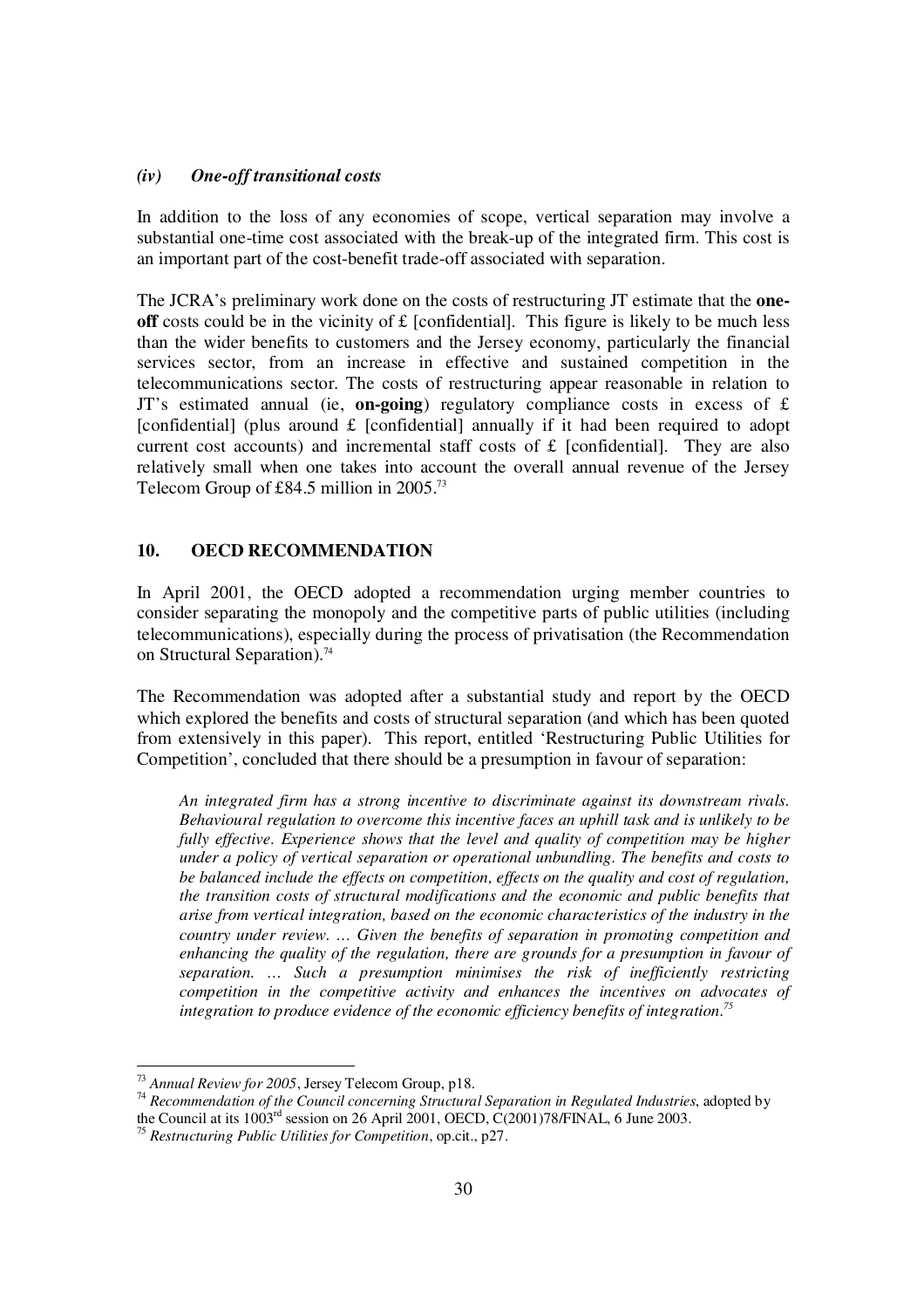### *(iv) One-off transitional costs*

In addition to the loss of any economies of scope, vertical separation may involve a substantial one-time cost associated with the break-up of the integrated firm. This cost is an important part of the cost-benefit trade-off associated with separation.

The JCRA's preliminary work done on the costs of restructuring JT estimate that the **one-off** costs could be in the vicinity of £ [confidential]. This figure is likely to be much less than the wider benefits to customers and the Jersey economy, particularly the financial services sector, from an increase in effective and sustained competition in the telecommunications sector. The costs of restructuring appear reasonable in relation to JT's estimated annual (ie, **on-going**) regulatory compliance costs in excess of £ [confidential] (plus around £ [confidential] annually if it had been required to adopt current cost accounts) and incremental staff costs of £ [confidential]. They are also relatively small when one takes into account the overall annual revenue of the Jersey Telecom Group of £84.5 million in 2005.[73]

## 10. OECD RECOMMENDATION

In April 2001, the OECD adopted a recommendation urging member countries to consider separating the monopoly and the competitive parts of public utilities (including telecommunications), especially during the process of privatisation (the Recommendation on Structural Separation).[74]

The Recommendation was adopted after a substantial study and report by the OECD which explored the benefits and costs of structural separation (and which has been quoted from extensively in this paper). This report, entitled 'Restructuring Public Utilities for Competition', concluded that there should be a presumption in favour of separation:

> *An integrated firm has a strong incentive to discriminate against its downstream rivals. Behavioural regulation to overcome this incentive faces an uphill task and is unlikely to be fully effective. Experience shows that the level and quality of competition may be higher under a policy of vertical separation or operational unbundling. The benefits and costs to be balanced include the effects on competition, effects on the quality and cost of regulation, the transition costs of structural modifications and the economic and public benefits that arise from vertical integration, based on the economic characteristics of the industry in the country under review. … Given the benefits of separation in promoting competition and enhancing the quality of the regulation, there are grounds for a presumption in favour of separation. … Such a presumption minimises the risk of inefficiently restricting competition in the competitive activity and enhances the incentives on advocates of integration to produce evidence of the economic efficiency benefits of integration.*[75]

---

[73] *Annual Review for 2005*, Jersey Telecom Group, p18.

[74] *Recommendation of the Council concerning Structural Separation in Regulated Industries*, adopted by the Council at its 1003rd session on 26 April 2001, OECD, C(2001)78/FINAL, 6 June 2003.

[75] *Restructuring Public Utilities for Competition*, op.cit., p27.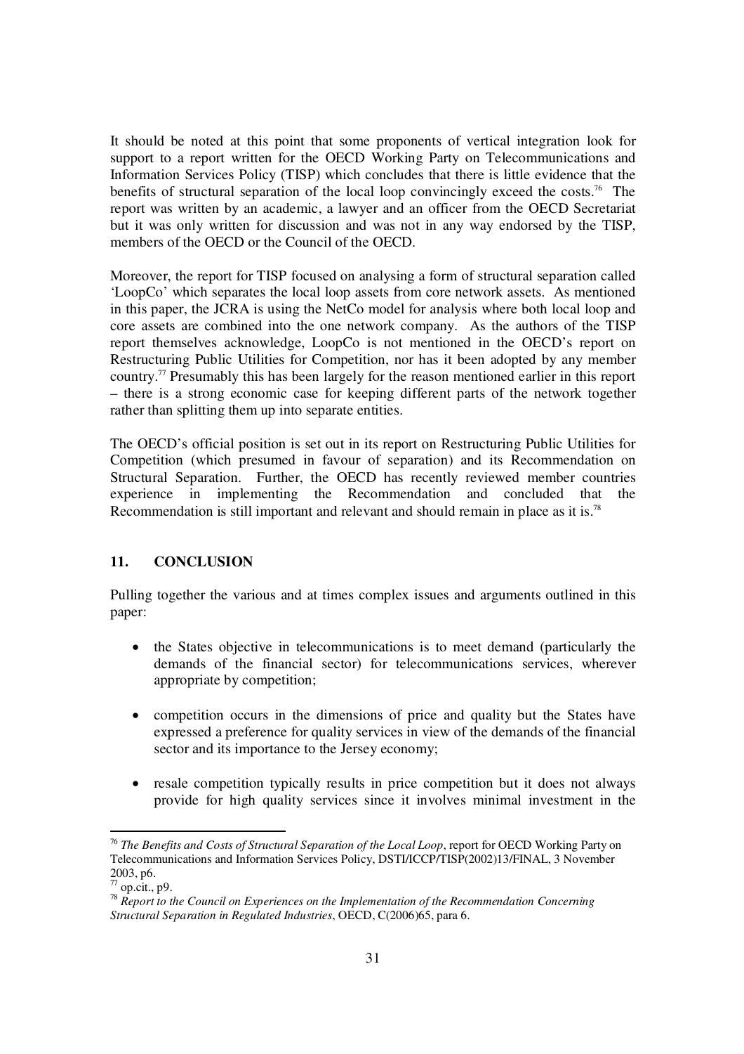It should be noted at this point that some proponents of vertical integration look for support to a report written for the OECD Working Party on Telecommunications and Information Services Policy (TISP) which concludes that there is little evidence that the benefits of structural separation of the local loop convincingly exceed the costs.[76] The report was written by an academic, a lawyer and an officer from the OECD Secretariat but it was only written for discussion and was not in any way endorsed by the TISP, members of the OECD or the Council of the OECD.

Moreover, the report for TISP focused on analysing a form of structural separation called 'LoopCo' which separates the local loop assets from core network assets. As mentioned in this paper, the JCRA is using the NetCo model for analysis where both local loop and core assets are combined into the one network company. As the authors of the TISP report themselves acknowledge, LoopCo is not mentioned in the OECD's report on Restructuring Public Utilities for Competition, nor has it been adopted by any member country.[77] Presumably this has been largely for the reason mentioned earlier in this report – there is a strong economic case for keeping different parts of the network together rather than splitting them up into separate entities.

The OECD's official position is set out in its report on Restructuring Public Utilities for Competition (which presumed in favour of separation) and its Recommendation on Structural Separation. Further, the OECD has recently reviewed member countries experience in implementing the Recommendation and concluded that the Recommendation is still important and relevant and should remain in place as it is.[78]

## 11. CONCLUSION

Pulling together the various and at times complex issues and arguments outlined in this paper:

- the States objective in telecommunications is to meet demand (particularly the demands of the financial sector) for telecommunications services, wherever appropriate by competition;
- competition occurs in the dimensions of price and quality but the States have expressed a preference for quality services in view of the demands of the financial sector and its importance to the Jersey economy;
- resale competition typically results in price competition but it does not always provide for high quality services since it involves minimal investment in the

---

[76] *The Benefits and Costs of Structural Separation of the Local Loop*, report for OECD Working Party on Telecommunications and Information Services Policy, DSTI/ICCP/TISP(2002)13/FINAL, 3 November 2003, p6.

[77] op.cit., p9.

[78] *Report to the Council on Experiences on the Implementation of the Recommendation Concerning Structural Separation in Regulated Industries*, OECD, C(2006)65, para 6.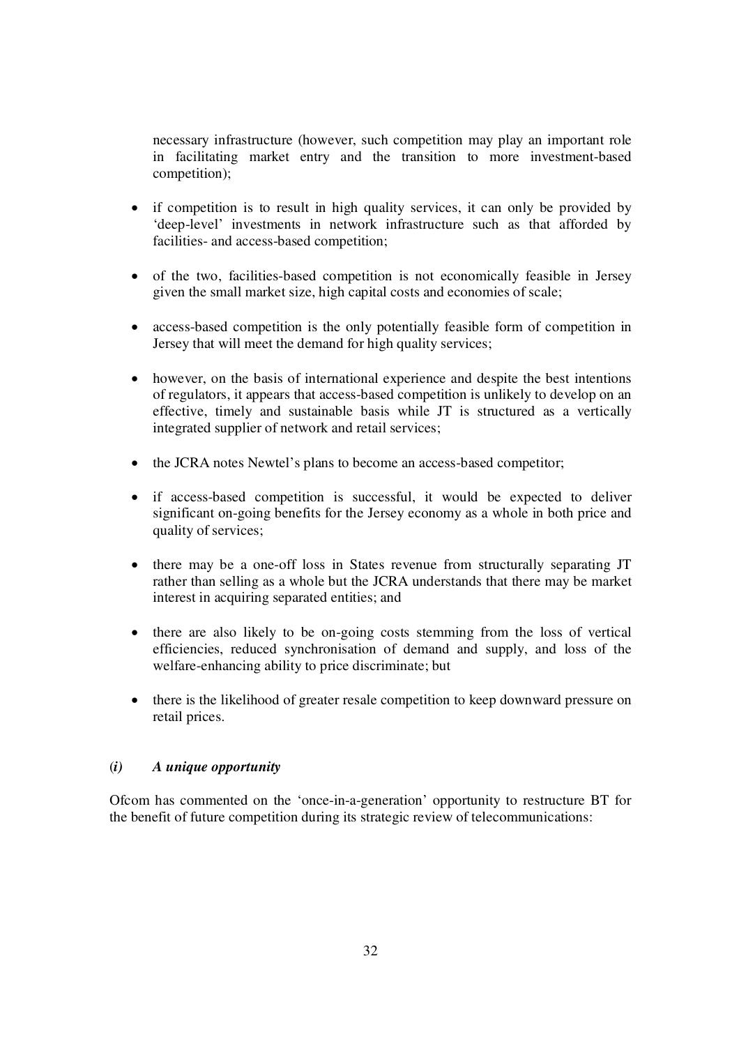necessary infrastructure (however, such competition may play an important role in facilitating market entry and the transition to more investment-based competition);

- if competition is to result in high quality services, it can only be provided by 'deep-level' investments in network infrastructure such as that afforded by facilities- and access-based competition;
- of the two, facilities-based competition is not economically feasible in Jersey given the small market size, high capital costs and economies of scale;
- access-based competition is the only potentially feasible form of competition in Jersey that will meet the demand for high quality services;
- however, on the basis of international experience and despite the best intentions of regulators, it appears that access-based competition is unlikely to develop on an effective, timely and sustainable basis while JT is structured as a vertically integrated supplier of network and retail services;
- the JCRA notes Newtel's plans to become an access-based competitor;
- if access-based competition is successful, it would be expected to deliver significant on-going benefits for the Jersey economy as a whole in both price and quality of services;
- there may be a one-off loss in States revenue from structurally separating JT rather than selling as a whole but the JCRA understands that there may be market interest in acquiring separated entities; and
- there are also likely to be on-going costs stemming from the loss of vertical efficiencies, reduced synchronisation of demand and supply, and loss of the welfare-enhancing ability to price discriminate; but
- there is the likelihood of greater resale competition to keep downward pressure on retail prices.

### *(i) A unique opportunity*

Ofcom has commented on the 'once-in-a-generation' opportunity to restructure BT for the benefit of future competition during its strategic review of telecommunications: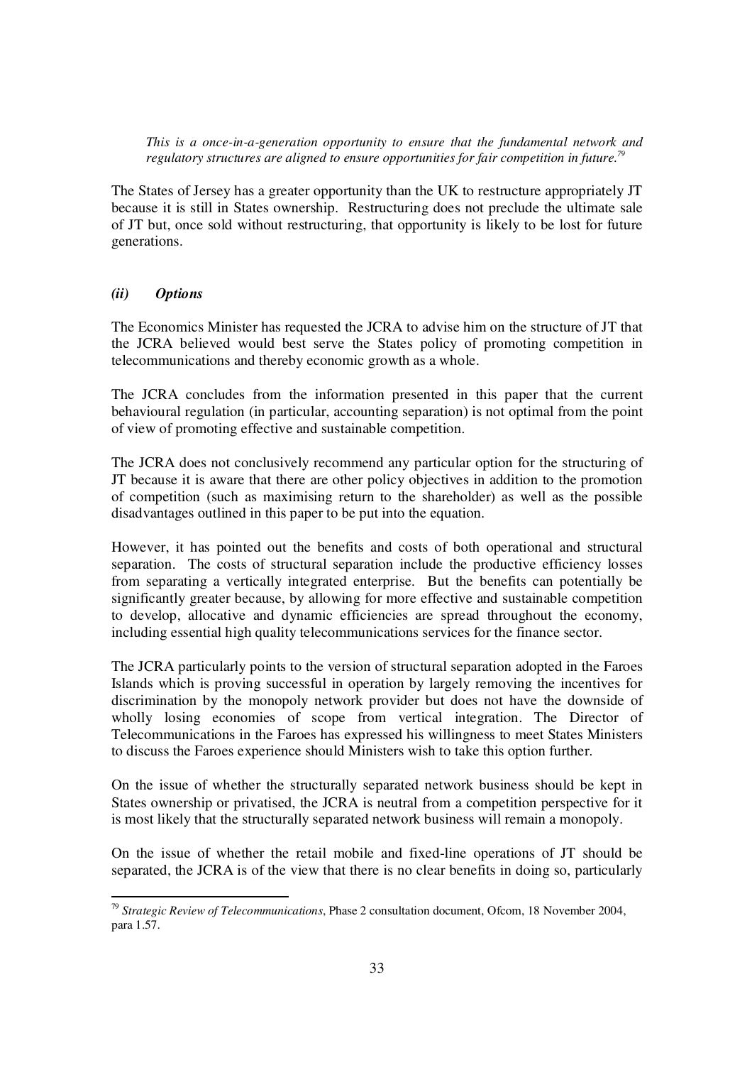*This is a once-in-a-generation opportunity to ensure that the fundamental network and regulatory structures are aligned to ensure opportunities for fair competition in future.*[79]

The States of Jersey has a greater opportunity than the UK to restructure appropriately JT because it is still in States ownership. Restructuring does not preclude the ultimate sale of JT but, once sold without restructuring, that opportunity is likely to be lost for future generations.

### *(ii) Options*

The Economics Minister has requested the JCRA to advise him on the structure of JT that the JCRA believed would best serve the States policy of promoting competition in telecommunications and thereby economic growth as a whole.

The JCRA concludes from the information presented in this paper that the current behavioural regulation (in particular, accounting separation) is not optimal from the point of view of promoting effective and sustainable competition.

The JCRA does not conclusively recommend any particular option for the structuring of JT because it is aware that there are other policy objectives in addition to the promotion of competition (such as maximising return to the shareholder) as well as the possible disadvantages outlined in this paper to be put into the equation.

However, it has pointed out the benefits and costs of both operational and structural separation. The costs of structural separation include the productive efficiency losses from separating a vertically integrated enterprise. But the benefits can potentially be significantly greater because, by allowing for more effective and sustainable competition to develop, allocative and dynamic efficiencies are spread throughout the economy, including essential high quality telecommunications services for the finance sector.

The JCRA particularly points to the version of structural separation adopted in the Faroes Islands which is proving successful in operation by largely removing the incentives for discrimination by the monopoly network provider but does not have the downside of wholly losing economies of scope from vertical integration. The Director of Telecommunications in the Faroes has expressed his willingness to meet States Ministers to discuss the Faroes experience should Ministers wish to take this option further.

On the issue of whether the structurally separated network business should be kept in States ownership or privatised, the JCRA is neutral from a competition perspective for it is most likely that the structurally separated network business will remain a monopoly.

On the issue of whether the retail mobile and fixed-line operations of JT should be separated, the JCRA is of the view that there is no clear benefits in doing so, particularly

---

[79] *Strategic Review of Telecommunications*, Phase 2 consultation document, Ofcom, 18 November 2004, para 1.57.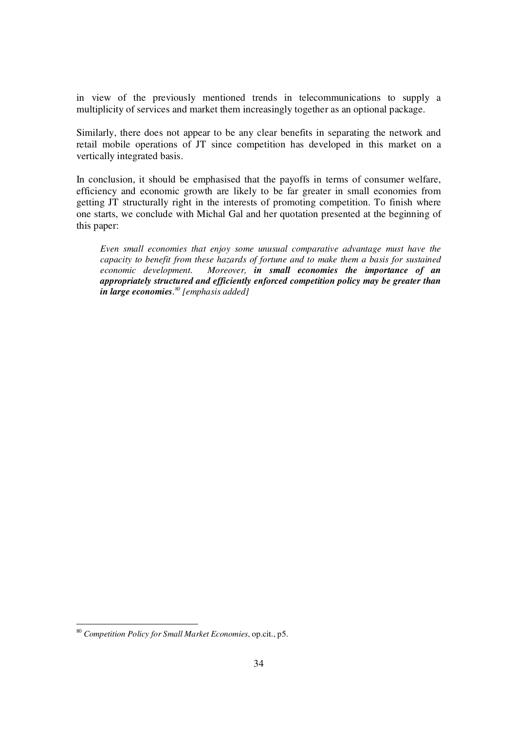in view of the previously mentioned trends in telecommunications to supply a multiplicity of services and market them increasingly together as an optional package.

Similarly, there does not appear to be any clear benefits in separating the network and retail mobile operations of JT since competition has developed in this market on a vertically integrated basis.

In conclusion, it should be emphasised that the payoffs in terms of consumer welfare, efficiency and economic growth are likely to be far greater in small economies from getting JT structurally right in the interests of promoting competition. To finish where one starts, we conclude with Michal Gal and her quotation presented at the beginning of this paper:

> *Even small economies that enjoy some unusual comparative advantage must have the capacity to benefit from these hazards of fortune and to make them a basis for sustained economic development. Moreover,* ***in small economies the importance of an appropriately structured and efficiently enforced competition policy may be greater than in large economies****.*[80] *[emphasis added]*

---

[80] *Competition Policy for Small Market Economies*, op.cit., p5.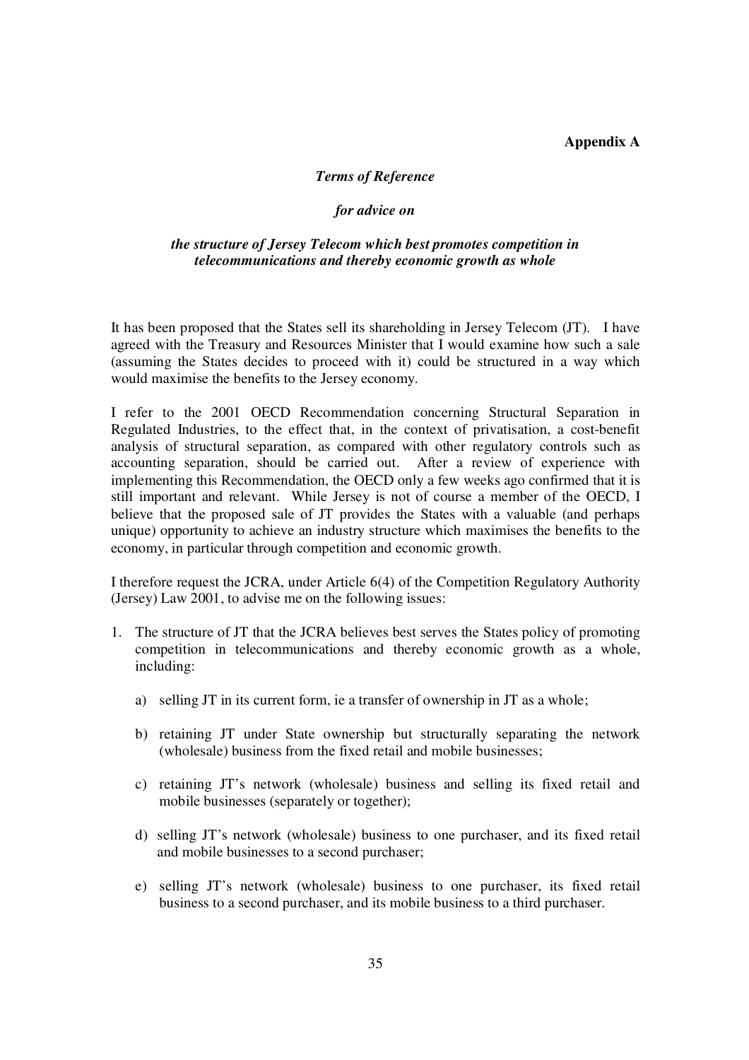**Appendix A**

***Terms of Reference***

***for advice on***

***the structure of Jersey Telecom which best promotes competition in telecommunications and thereby economic growth as whole***

It has been proposed that the States sell its shareholding in Jersey Telecom (JT). I have agreed with the Treasury and Resources Minister that I would examine how such a sale (assuming the States decides to proceed with it) could be structured in a way which would maximise the benefits to the Jersey economy.

I refer to the 2001 OECD Recommendation concerning Structural Separation in Regulated Industries, to the effect that, in the context of privatisation, a cost-benefit analysis of structural separation, as compared with other regulatory controls such as accounting separation, should be carried out. After a review of experience with implementing this Recommendation, the OECD only a few weeks ago confirmed that it is still important and relevant. While Jersey is not of course a member of the OECD, I believe that the proposed sale of JT provides the States with a valuable (and perhaps unique) opportunity to achieve an industry structure which maximises the benefits to the economy, in particular through competition and economic growth.

I therefore request the JCRA, under Article 6(4) of the Competition Regulatory Authority (Jersey) Law 2001, to advise me on the following issues:

1. The structure of JT that the JCRA believes best serves the States policy of promoting competition in telecommunications and thereby economic growth as a whole, including:

   a) selling JT in its current form, ie a transfer of ownership in JT as a whole;

   b) retaining JT under State ownership but structurally separating the network (wholesale) business from the fixed retail and mobile businesses;

   c) retaining JT's network (wholesale) business and selling its fixed retail and mobile businesses (separately or together);

   d) selling JT's network (wholesale) business to one purchaser, and its fixed retail and mobile businesses to a second purchaser;

   e) selling JT's network (wholesale) business to one purchaser, its fixed retail business to a second purchaser, and its mobile business to a third purchaser.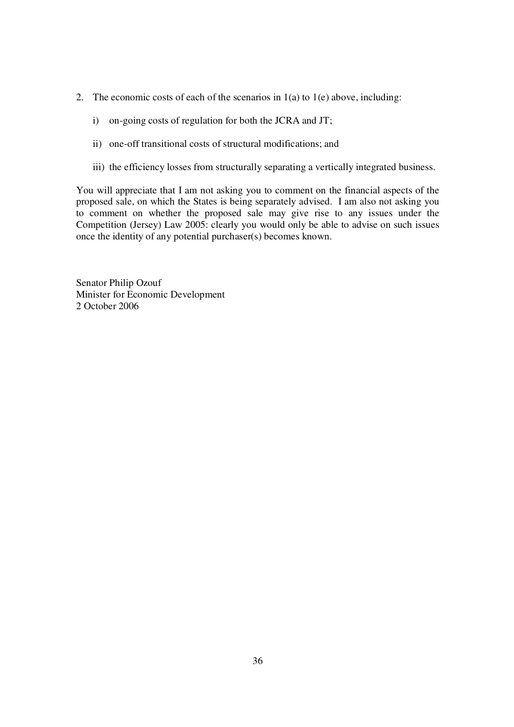2. The economic costs of each of the scenarios in 1(a) to 1(e) above, including:

   i) on-going costs of regulation for both the JCRA and JT;

   ii) one-off transitional costs of structural modifications; and

   iii) the efficiency losses from structurally separating a vertically integrated business.

You will appreciate that I am not asking you to comment on the financial aspects of the proposed sale, on which the States is being separately advised. I am also not asking you to comment on whether the proposed sale may give rise to any issues under the Competition (Jersey) Law 2005: clearly you would only be able to advise on such issues once the identity of any potential purchaser(s) becomes known.

Senator Philip Ozouf
Minister for Economic Development
2 October 2006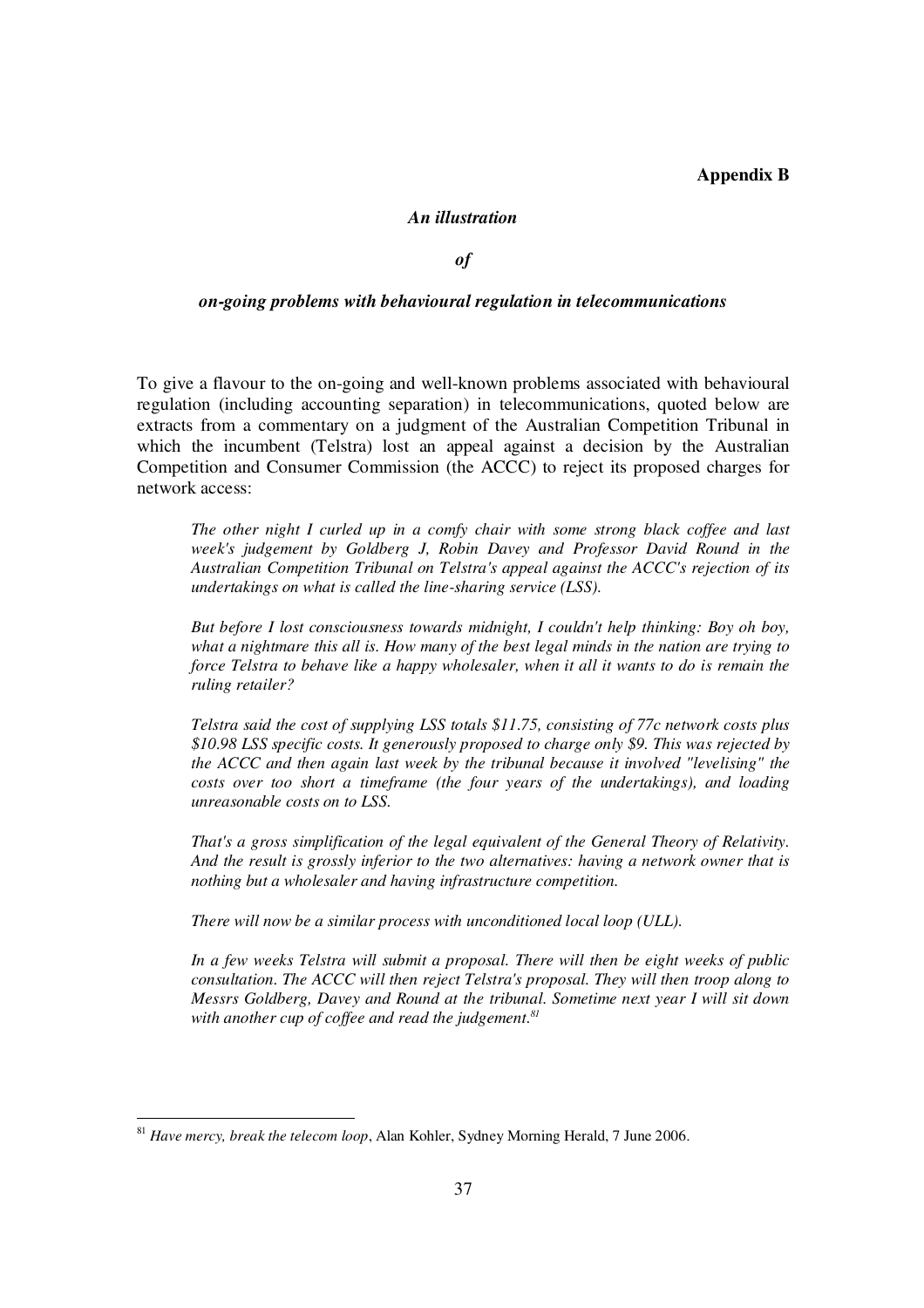**Appendix B**

***An illustration***

***of***

***on-going problems with behavioural regulation in telecommunications***

To give a flavour to the on-going and well-known problems associated with behavioural regulation (including accounting separation) in telecommunications, quoted below are extracts from a commentary on a judgment of the Australian Competition Tribunal in which the incumbent (Telstra) lost an appeal against a decision by the Australian Competition and Consumer Commission (the ACCC) to reject its proposed charges for network access:

> *The other night I curled up in a comfy chair with some strong black coffee and last week's judgement by Goldberg J, Robin Davey and Professor David Round in the Australian Competition Tribunal on Telstra's appeal against the ACCC's rejection of its undertakings on what is called the line-sharing service (LSS).*
>
> *But before I lost consciousness towards midnight, I couldn't help thinking: Boy oh boy, what a nightmare this all is. How many of the best legal minds in the nation are trying to force Telstra to behave like a happy wholesaler, when it all it wants to do is remain the ruling retailer?*
>
> *Telstra said the cost of supplying LSS totals $11.75, consisting of 77c network costs plus $10.98 LSS specific costs. It generously proposed to charge only $9. This was rejected by the ACCC and then again last week by the tribunal because it involved "levelising" the costs over too short a timeframe (the four years of the undertakings), and loading unreasonable costs on to LSS.*
>
> *That's a gross simplification of the legal equivalent of the General Theory of Relativity. And the result is grossly inferior to the two alternatives: having a network owner that is nothing but a wholesaler and having infrastructure competition.*
>
> *There will now be a similar process with unconditioned local loop (ULL).*
>
> *In a few weeks Telstra will submit a proposal. There will then be eight weeks of public consultation. The ACCC will then reject Telstra's proposal. They will then troop along to Messrs Goldberg, Davey and Round at the tribunal. Sometime next year I will sit down with another cup of coffee and read the judgement.*[81]

---

[81] *Have mercy, break the telecom loop*, Alan Kohler, Sydney Morning Herald, 7 June 2006.